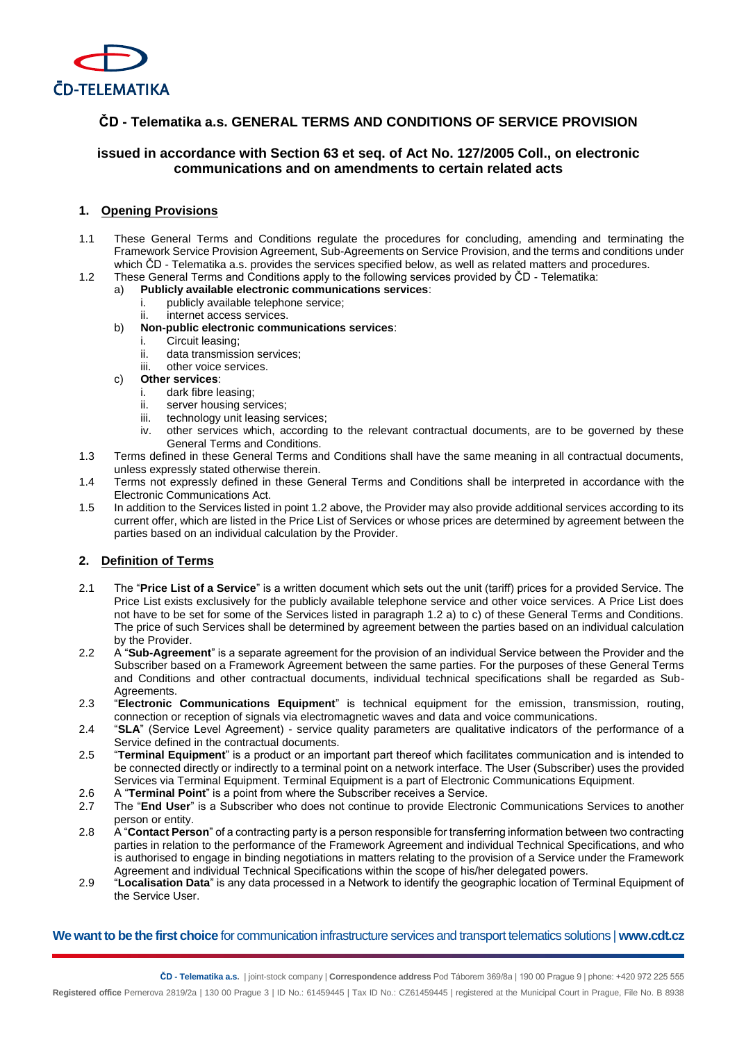# ČD - Telematika a.s. GENERAL TERMS AND CONDITIONS OF SERVICE PROVISION

## issued in accordance with Section 63 et seq. of Act No. 127/2005 Coll., on electronic communications and on amendments to certain related acts

### 1. Opening Provisions

1.1 These General Terms and Conditions regulate the procedures for concluding, amending and terminating the Framework Service Provision Agreement, Sub-Agreements on Service Provision, and the terms and conditions under which ČD - Telematika a.s. provides the services specified below, as well as related matters and procedures.

1.2 These General Terms and Conditions apply to the following services provided by ČD - Telematika:

a) **Publicly available electronic communications services**:
   i. publicly available telephone service;
   ii. internet access services.

b) **Non-public electronic communications services**:
   i. Circuit leasing;
   ii. data transmission services;
   iii. other voice services.

c) **Other services**:
   i. dark fibre leasing;
   ii. server housing services;
   iii. technology unit leasing services;
   iv. other services which, according to the relevant contractual documents, are to be governed by these General Terms and Conditions.

1.3 Terms defined in these General Terms and Conditions shall have the same meaning in all contractual documents, unless expressly stated otherwise therein.

1.4 Terms not expressly defined in these General Terms and Conditions shall be interpreted in accordance with the Electronic Communications Act.

1.5 In addition to the Services listed in point 1.2 above, the Provider may also provide additional services according to its current offer, which are listed in the Price List of Services or whose prices are determined by agreement between the parties based on an individual calculation by the Provider.

### 2. Definition of Terms

2.1 The "**Price List of a Service**" is a written document which sets out the unit (tariff) prices for a provided Service. The Price List exists exclusively for the publicly available telephone service and other voice services. A Price List does not have to be set for some of the Services listed in paragraph 1.2 a) to c) of these General Terms and Conditions. The price of such Services shall be determined by agreement between the parties based on an individual calculation by the Provider.

2.2 A "**Sub-Agreement**" is a separate agreement for the provision of an individual Service between the Provider and the Subscriber based on a Framework Agreement between the same parties. For the purposes of these General Terms and Conditions and other contractual documents, individual technical specifications shall be regarded as Sub-Agreements.

2.3 "**Electronic Communications Equipment**" is technical equipment for the emission, transmission, routing, connection or reception of signals via electromagnetic waves and data and voice communications.

2.4 "**SLA**" (Service Level Agreement) - service quality parameters are qualitative indicators of the performance of a Service defined in the contractual documents.

2.5 "**Terminal Equipment**" is a product or an important part thereof which facilitates communication and is intended to be connected directly or indirectly to a terminal point on a network interface. The User (Subscriber) uses the provided Services via Terminal Equipment. Terminal Equipment is a part of Electronic Communications Equipment.

2.6 A "**Terminal Point**" is a point from where the Subscriber receives a Service.

2.7 The "**End User**" is a Subscriber who does not continue to provide Electronic Communications Services to another person or entity.

2.8 A "**Contact Person**" of a contracting party is a person responsible for transferring information between two contracting parties in relation to the performance of the Framework Agreement and individual Technical Specifications, and who is authorised to engage in binding negotiations in matters relating to the provision of a Service under the Framework Agreement and individual Technical Specifications within the scope of his/her delegated powers.

2.9 "**Localisation Data**" is any data processed in a Network to identify the geographic location of Terminal Equipment of the Service User.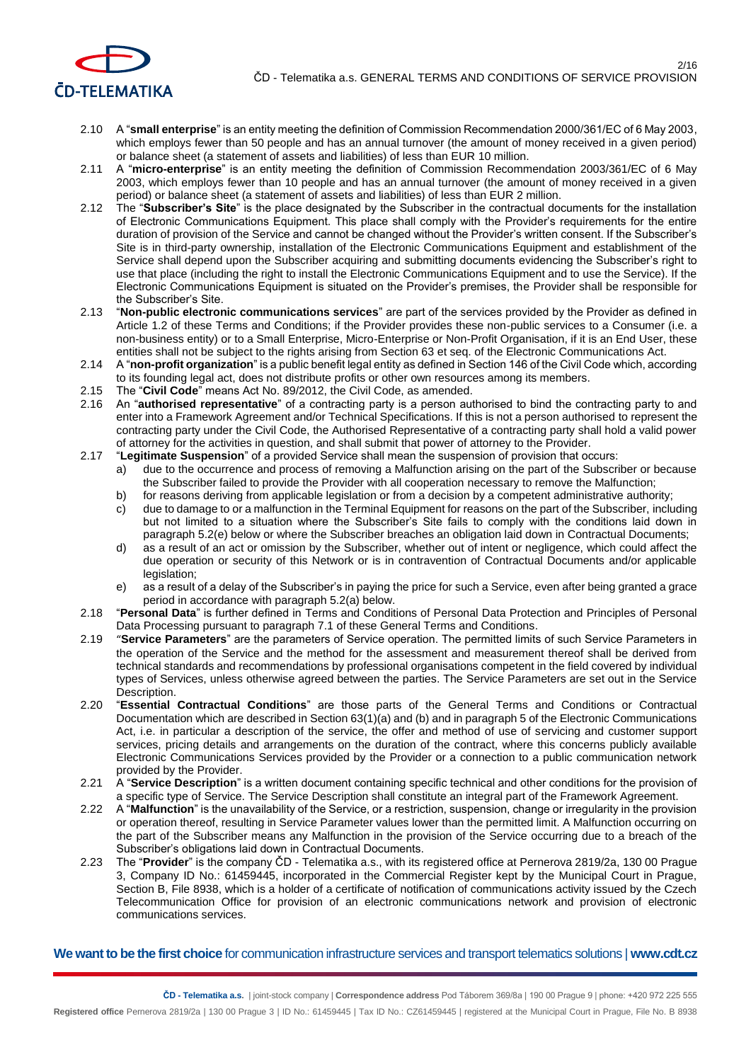2.10 A "**small enterprise**" is an entity meeting the definition of Commission Recommendation 2000/361/EC of 6 May 2003, which employs fewer than 50 people and has an annual turnover (the amount of money received in a given period) or balance sheet (a statement of assets and liabilities) of less than EUR 10 million.

2.11 A "**micro-enterprise**" is an entity meeting the definition of Commission Recommendation 2003/361/EC of 6 May 2003, which employs fewer than 10 people and has an annual turnover (the amount of money received in a given period) or balance sheet (a statement of assets and liabilities) of less than EUR 2 million.

2.12 The "**Subscriber's Site**" is the place designated by the Subscriber in the contractual documents for the installation of Electronic Communications Equipment. This place shall comply with the Provider's requirements for the entire duration of provision of the Service and cannot be changed without the Provider's written consent. If the Subscriber's Site is in third-party ownership, installation of the Electronic Communications Equipment and establishment of the Service shall depend upon the Subscriber acquiring and submitting documents evidencing the Subscriber's right to use that place (including the right to install the Electronic Communications Equipment and to use the Service). If the Electronic Communications Equipment is situated on the Provider's premises, the Provider shall be responsible for the Subscriber's Site.

2.13 "**Non-public electronic communications services**" are part of the services provided by the Provider as defined in Article 1.2 of these Terms and Conditions; if the Provider provides these non-public services to a Consumer (i.e. a non-business entity) or to a Small Enterprise, Micro-Enterprise or Non-Profit Organisation, if it is an End User, these entities shall not be subject to the rights arising from Section 63 et seq. of the Electronic Communications Act.

2.14 A "**non-profit organization**" is a public benefit legal entity as defined in Section 146 of the Civil Code which, according to its founding legal act, does not distribute profits or other own resources among its members.

2.15 The "**Civil Code**" means Act No. 89/2012, the Civil Code, as amended.

2.16 An "**authorised representative**" of a contracting party is a person authorised to bind the contracting party to and enter into a Framework Agreement and/or Technical Specifications. If this is not a person authorised to represent the contracting party under the Civil Code, the Authorised Representative of a contracting party shall hold a valid power of attorney for the activities in question, and shall submit that power of attorney to the Provider.

2.17 "**Legitimate Suspension**" of a provided Service shall mean the suspension of provision that occurs:

a) due to the occurrence and process of removing a Malfunction arising on the part of the Subscriber or because the Subscriber failed to provide the Provider with all cooperation necessary to remove the Malfunction;

b) for reasons deriving from applicable legislation or from a decision by a competent administrative authority;

c) due to damage to or a malfunction in the Terminal Equipment for reasons on the part of the Subscriber, including but not limited to a situation where the Subscriber's Site fails to comply with the conditions laid down in paragraph 5.2(e) below or where the Subscriber breaches an obligation laid down in Contractual Documents;

d) as a result of an act or omission by the Subscriber, whether out of intent or negligence, which could affect the due operation or security of this Network or is in contravention of Contractual Documents and/or applicable legislation;

e) as a result of a delay of the Subscriber's in paying the price for such a Service, even after being granted a grace period in accordance with paragraph 5.2(a) below.

2.18 "**Personal Data**" is further defined in Terms and Conditions of Personal Data Protection and Principles of Personal Data Processing pursuant to paragraph 7.1 of these General Terms and Conditions.

2.19 "**Service Parameters**" are the parameters of Service operation. The permitted limits of such Service Parameters in the operation of the Service and the method for the assessment and measurement thereof shall be derived from technical standards and recommendations by professional organisations competent in the field covered by individual types of Services, unless otherwise agreed between the parties. The Service Parameters are set out in the Service Description.

2.20 "**Essential Contractual Conditions**" are those parts of the General Terms and Conditions or Contractual Documentation which are described in Section 63(1)(a) and (b) and in paragraph 5 of the Electronic Communications Act, i.e. in particular a description of the service, the offer and method of use of servicing and customer support services, pricing details and arrangements on the duration of the contract, where this concerns publicly available Electronic Communications Services provided by the Provider or a connection to a public communication network provided by the Provider.

2.21 A "**Service Description**" is a written document containing specific technical and other conditions for the provision of a specific type of Service. The Service Description shall constitute an integral part of the Framework Agreement.

2.22 A "**Malfunction**" is the unavailability of the Service, or a restriction, suspension, change or irregularity in the provision or operation thereof, resulting in Service Parameter values lower than the permitted limit. A Malfunction occurring on the part of the Subscriber means any Malfunction in the provision of the Service occurring due to a breach of the Subscriber's obligations laid down in Contractual Documents.

2.23 The "**Provider**" is the company ČD - Telematika a.s., with its registered office at Pernerova 2819/2a, 130 00 Prague 3, Company ID No.: 61459445, incorporated in the Commercial Register kept by the Municipal Court in Prague, Section B, File 8938, which is a holder of a certificate of notification of communications activity issued by the Czech Telecommunication Office for provision of an electronic communications network and provision of electronic communications services.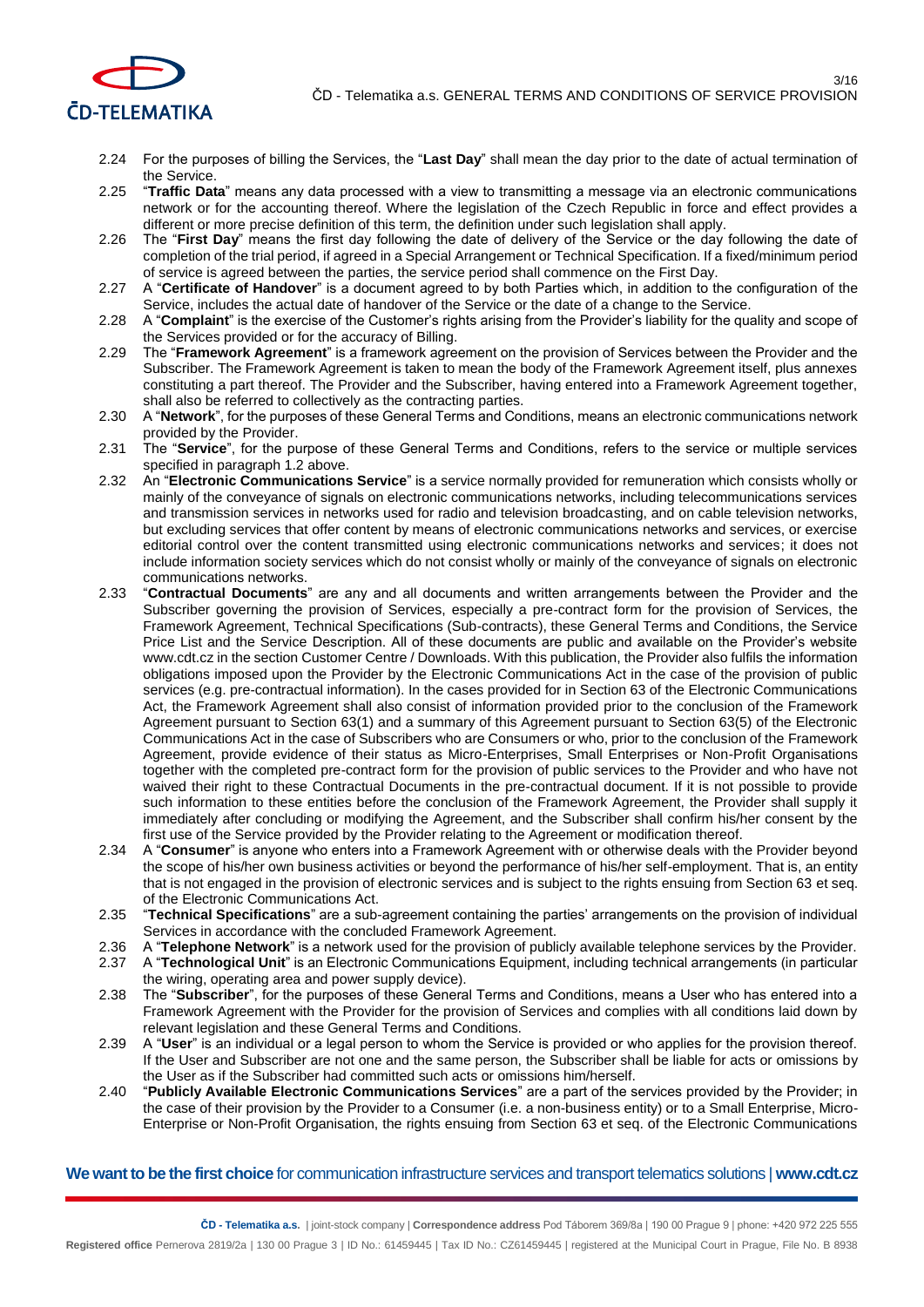2.24 For the purposes of billing the Services, the "**Last Day**" shall mean the day prior to the date of actual termination of the Service.

2.25 "**Traffic Data**" means any data processed with a view to transmitting a message via an electronic communications network or for the accounting thereof. Where the legislation of the Czech Republic in force and effect provides a different or more precise definition of this term, the definition under such legislation shall apply.

2.26 The "**First Day**" means the first day following the date of delivery of the Service or the day following the date of completion of the trial period, if agreed in a Special Arrangement or Technical Specification. If a fixed/minimum period of service is agreed between the parties, the service period shall commence on the First Day.

2.27 A "**Certificate of Handover**" is a document agreed to by both Parties which, in addition to the configuration of the Service, includes the actual date of handover of the Service or the date of a change to the Service.

2.28 A "**Complaint**" is the exercise of the Customer's rights arising from the Provider's liability for the quality and scope of the Services provided or for the accuracy of Billing.

2.29 The "**Framework Agreement**" is a framework agreement on the provision of Services between the Provider and the Subscriber. The Framework Agreement is taken to mean the body of the Framework Agreement itself, plus annexes constituting a part thereof. The Provider and the Subscriber, having entered into a Framework Agreement together, shall also be referred to collectively as the contracting parties.

2.30 A "**Network**", for the purposes of these General Terms and Conditions, means an electronic communications network provided by the Provider.

2.31 The "**Service**", for the purpose of these General Terms and Conditions, refers to the service or multiple services specified in paragraph 1.2 above.

2.32 An "**Electronic Communications Service**" is a service normally provided for remuneration which consists wholly or mainly of the conveyance of signals on electronic communications networks, including telecommunications services and transmission services in networks used for radio and television broadcasting, and on cable television networks, but excluding services that offer content by means of electronic communications networks and services, or exercise editorial control over the content transmitted using electronic communications networks and services; it does not include information society services which do not consist wholly or mainly of the conveyance of signals on electronic communications networks.

2.33 "**Contractual Documents**" are any and all documents and written arrangements between the Provider and the Subscriber governing the provision of Services, especially a pre-contract form for the provision of Services, the Framework Agreement, Technical Specifications (Sub-contracts), these General Terms and Conditions, the Service Price List and the Service Description. All of these documents are public and available on the Provider's website www.cdt.cz in the section Customer Centre / Downloads. With this publication, the Provider also fulfils the information obligations imposed upon the Provider by the Electronic Communications Act in the case of the provision of public services (e.g. pre-contractual information). In the cases provided for in Section 63 of the Electronic Communications Act, the Framework Agreement shall also consist of information provided prior to the conclusion of the Framework Agreement pursuant to Section 63(1) and a summary of this Agreement pursuant to Section 63(5) of the Electronic Communications Act in the case of Subscribers who are Consumers or who, prior to the conclusion of the Framework Agreement, provide evidence of their status as Micro-Enterprises, Small Enterprises or Non-Profit Organisations together with the completed pre-contract form for the provision of public services to the Provider and who have not waived their right to these Contractual Documents in the pre-contractual document. If it is not possible to provide such information to these entities before the conclusion of the Framework Agreement, the Provider shall supply it immediately after concluding or modifying the Agreement, and the Subscriber shall confirm his/her consent by the first use of the Service provided by the Provider relating to the Agreement or modification thereof.

2.34 A "**Consumer**" is anyone who enters into a Framework Agreement with or otherwise deals with the Provider beyond the scope of his/her own business activities or beyond the performance of his/her self-employment. That is, an entity that is not engaged in the provision of electronic services and is subject to the rights ensuing from Section 63 et seq. of the Electronic Communications Act.

2.35 "**Technical Specifications**" are a sub-agreement containing the parties' arrangements on the provision of individual Services in accordance with the concluded Framework Agreement.

2.36 A "**Telephone Network**" is a network used for the provision of publicly available telephone services by the Provider.

2.37 A "**Technological Unit**" is an Electronic Communications Equipment, including technical arrangements (in particular the wiring, operating area and power supply device).

2.38 The "**Subscriber**", for the purposes of these General Terms and Conditions, means a User who has entered into a Framework Agreement with the Provider for the provision of Services and complies with all conditions laid down by relevant legislation and these General Terms and Conditions.

2.39 A "**User**" is an individual or a legal person to whom the Service is provided or who applies for the provision thereof. If the User and Subscriber are not one and the same person, the Subscriber shall be liable for acts or omissions by the User as if the Subscriber had committed such acts or omissions him/herself.

2.40 "**Publicly Available Electronic Communications Services**" are a part of the services provided by the Provider; in the case of their provision by the Provider to a Consumer (i.e. a non-business entity) or to a Small Enterprise, Micro-Enterprise or Non-Profit Organisation, the rights ensuing from Section 63 et seq. of the Electronic Communications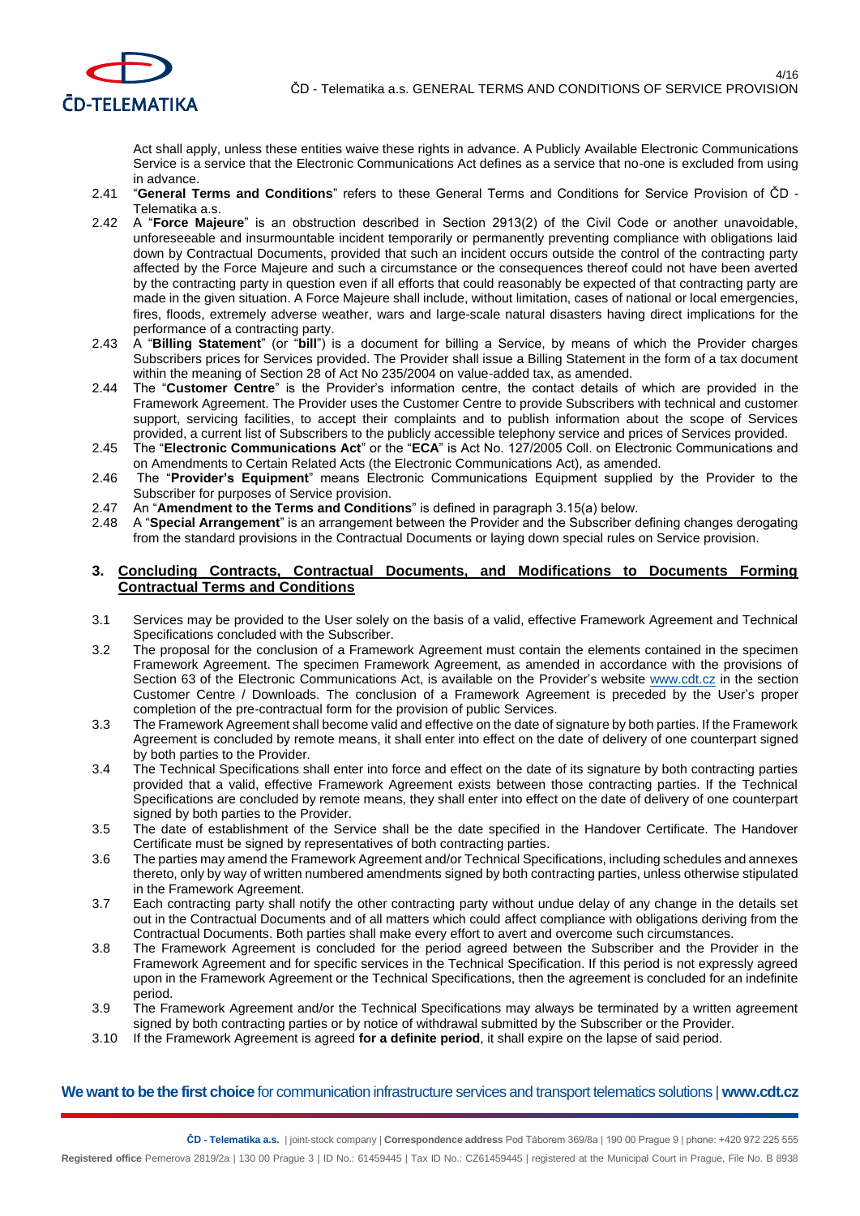Act shall apply, unless these entities waive these rights in advance. A Publicly Available Electronic Communications Service is a service that the Electronic Communications Act defines as a service that no-one is excluded from using in advance.

2.41 "**General Terms and Conditions**" refers to these General Terms and Conditions for Service Provision of ČD - Telematika a.s.

2.42 A "**Force Majeure**" is an obstruction described in Section 2913(2) of the Civil Code or another unavoidable, unforeseeable and insurmountable incident temporarily or permanently preventing compliance with obligations laid down by Contractual Documents, provided that such an incident occurs outside the control of the contracting party affected by the Force Majeure and such a circumstance or the consequences thereof could not have been averted by the contracting party in question even if all efforts that could reasonably be expected of that contracting party are made in the given situation. A Force Majeure shall include, without limitation, cases of national or local emergencies, fires, floods, extremely adverse weather, wars and large-scale natural disasters having direct implications for the performance of a contracting party.

2.43 A "**Billing Statement**" (or "**bill**") is a document for billing a Service, by means of which the Provider charges Subscribers prices for Services provided. The Provider shall issue a Billing Statement in the form of a tax document within the meaning of Section 28 of Act No 235/2004 on value-added tax, as amended.

2.44 The "**Customer Centre**" is the Provider's information centre, the contact details of which are provided in the Framework Agreement. The Provider uses the Customer Centre to provide Subscribers with technical and customer support, servicing facilities, to accept their complaints and to publish information about the scope of Services provided, a current list of Subscribers to the publicly accessible telephony service and prices of Services provided.

2.45 The "**Electronic Communications Act**" or the "**ECA**" is Act No. 127/2005 Coll. on Electronic Communications and on Amendments to Certain Related Acts (the Electronic Communications Act), as amended.

2.46 The "**Provider's Equipment**" means Electronic Communications Equipment supplied by the Provider to the Subscriber for purposes of Service provision.

2.47 An "**Amendment to the Terms and Conditions**" is defined in paragraph 3.15(a) below.

2.48 A "**Special Arrangement**" is an arrangement between the Provider and the Subscriber defining changes derogating from the standard provisions in the Contractual Documents or laying down special rules on Service provision.

## 3. Concluding Contracts, Contractual Documents, and Modifications to Documents Forming Contractual Terms and Conditions

3.1 Services may be provided to the User solely on the basis of a valid, effective Framework Agreement and Technical Specifications concluded with the Subscriber.

3.2 The proposal for the conclusion of a Framework Agreement must contain the elements contained in the specimen Framework Agreement. The specimen Framework Agreement, as amended in accordance with the provisions of Section 63 of the Electronic Communications Act, is available on the Provider's website www.cdt.cz in the section Customer Centre / Downloads. The conclusion of a Framework Agreement is preceded by the User's proper completion of the pre-contractual form for the provision of public Services.

3.3 The Framework Agreement shall become valid and effective on the date of signature by both parties. If the Framework Agreement is concluded by remote means, it shall enter into effect on the date of delivery of one counterpart signed by both parties to the Provider.

3.4 The Technical Specifications shall enter into force and effect on the date of its signature by both contracting parties provided that a valid, effective Framework Agreement exists between those contracting parties. If the Technical Specifications are concluded by remote means, they shall enter into effect on the date of delivery of one counterpart signed by both parties to the Provider.

3.5 The date of establishment of the Service shall be the date specified in the Handover Certificate. The Handover Certificate must be signed by representatives of both contracting parties.

3.6 The parties may amend the Framework Agreement and/or Technical Specifications, including schedules and annexes thereto, only by way of written numbered amendments signed by both contracting parties, unless otherwise stipulated in the Framework Agreement.

3.7 Each contracting party shall notify the other contracting party without undue delay of any change in the details set out in the Contractual Documents and of all matters which could affect compliance with obligations deriving from the Contractual Documents. Both parties shall make every effort to avert and overcome such circumstances.

3.8 The Framework Agreement is concluded for the period agreed between the Subscriber and the Provider in the Framework Agreement and for specific services in the Technical Specification. If this period is not expressly agreed upon in the Framework Agreement or the Technical Specifications, then the agreement is concluded for an indefinite period.

3.9 The Framework Agreement and/or the Technical Specifications may always be terminated by a written agreement signed by both contracting parties or by notice of withdrawal submitted by the Subscriber or the Provider.

3.10 If the Framework Agreement is agreed **for a definite period**, it shall expire on the lapse of said period.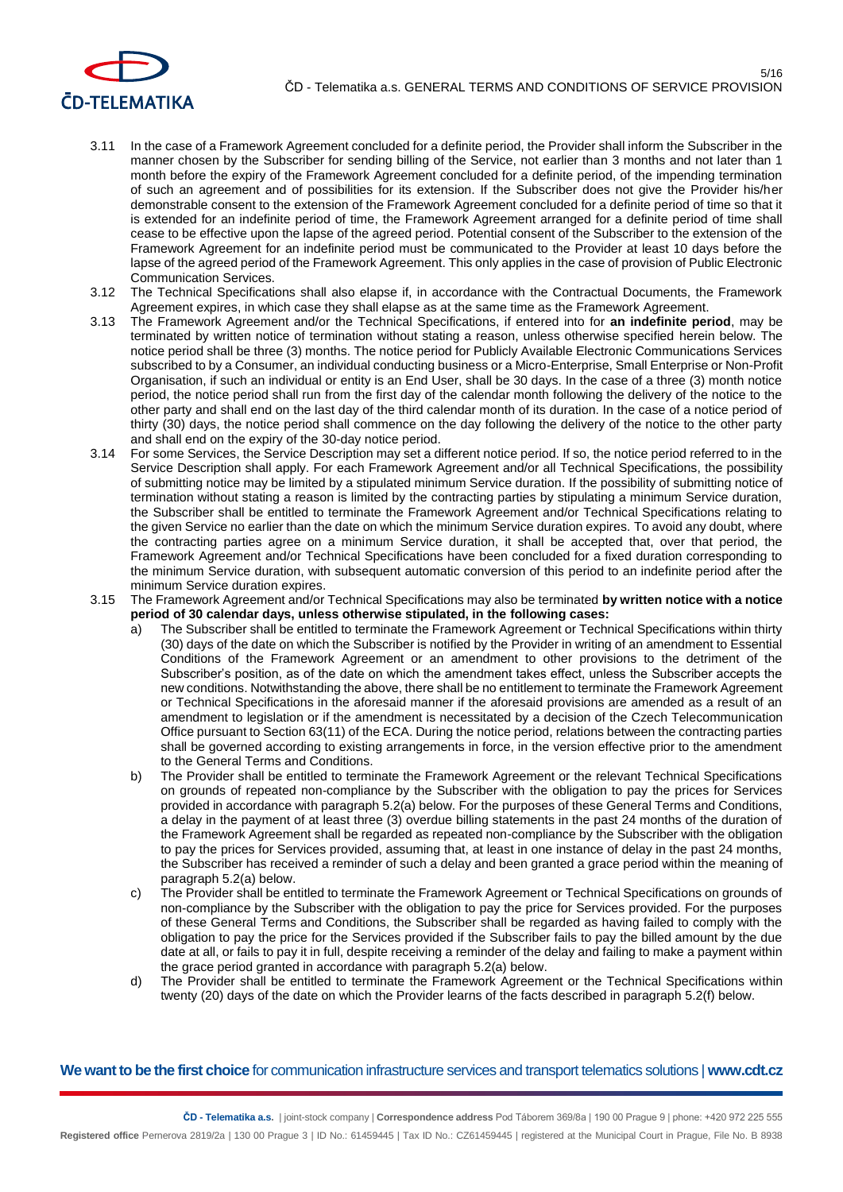3.11 In the case of a Framework Agreement concluded for a definite period, the Provider shall inform the Subscriber in the manner chosen by the Subscriber for sending billing of the Service, not earlier than 3 months and not later than 1 month before the expiry of the Framework Agreement concluded for a definite period, of the impending termination of such an agreement and of possibilities for its extension. If the Subscriber does not give the Provider his/her demonstrable consent to the extension of the Framework Agreement concluded for a definite period of time so that it is extended for an indefinite period of time, the Framework Agreement arranged for a definite period of time shall cease to be effective upon the lapse of the agreed period. Potential consent of the Subscriber to the extension of the Framework Agreement for an indefinite period must be communicated to the Provider at least 10 days before the lapse of the agreed period of the Framework Agreement. This only applies in the case of provision of Public Electronic Communication Services.

3.12 The Technical Specifications shall also elapse if, in accordance with the Contractual Documents, the Framework Agreement expires, in which case they shall elapse as at the same time as the Framework Agreement.

3.13 The Framework Agreement and/or the Technical Specifications, if entered into for **an indefinite period**, may be terminated by written notice of termination without stating a reason, unless otherwise specified herein below. The notice period shall be three (3) months. The notice period for Publicly Available Electronic Communications Services subscribed to by a Consumer, an individual conducting business or a Micro-Enterprise, Small Enterprise or Non-Profit Organisation, if such an individual or entity is an End User, shall be 30 days. In the case of a three (3) month notice period, the notice period shall run from the first day of the calendar month following the delivery of the notice to the other party and shall end on the last day of the third calendar month of its duration. In the case of a notice period of thirty (30) days, the notice period shall commence on the day following the delivery of the notice to the other party and shall end on the expiry of the 30-day notice period.

3.14 For some Services, the Service Description may set a different notice period. If so, the notice period referred to in the Service Description shall apply. For each Framework Agreement and/or all Technical Specifications, the possibility of submitting notice may be limited by a stipulated minimum Service duration. If the possibility of submitting notice of termination without stating a reason is limited by the contracting parties by stipulating a minimum Service duration, the Subscriber shall be entitled to terminate the Framework Agreement and/or Technical Specifications relating to the given Service no earlier than the date on which the minimum Service duration expires. To avoid any doubt, where the contracting parties agree on a minimum Service duration, it shall be accepted that, over that period, the Framework Agreement and/or Technical Specifications have been concluded for a fixed duration corresponding to the minimum Service duration, with subsequent automatic conversion of this period to an indefinite period after the minimum Service duration expires.

3.15 The Framework Agreement and/or Technical Specifications may also be terminated **by written notice with a notice period of 30 calendar days, unless otherwise stipulated, in the following cases:**

a) The Subscriber shall be entitled to terminate the Framework Agreement or Technical Specifications within thirty (30) days of the date on which the Subscriber is notified by the Provider in writing of an amendment to Essential Conditions of the Framework Agreement or an amendment to other provisions to the detriment of the Subscriber's position, as of the date on which the amendment takes effect, unless the Subscriber accepts the new conditions. Notwithstanding the above, there shall be no entitlement to terminate the Framework Agreement or Technical Specifications in the aforesaid manner if the aforesaid provisions are amended as a result of an amendment to legislation or if the amendment is necessitated by a decision of the Czech Telecommunication Office pursuant to Section 63(11) of the ECA. During the notice period, relations between the contracting parties shall be governed according to existing arrangements in force, in the version effective prior to the amendment to the General Terms and Conditions.

b) The Provider shall be entitled to terminate the Framework Agreement or the relevant Technical Specifications on grounds of repeated non-compliance by the Subscriber with the obligation to pay the prices for Services provided in accordance with paragraph 5.2(a) below. For the purposes of these General Terms and Conditions, a delay in the payment of at least three (3) overdue billing statements in the past 24 months of the duration of the Framework Agreement shall be regarded as repeated non-compliance by the Subscriber with the obligation to pay the prices for Services provided, assuming that, at least in one instance of delay in the past 24 months, the Subscriber has received a reminder of such a delay and been granted a grace period within the meaning of paragraph 5.2(a) below.

c) The Provider shall be entitled to terminate the Framework Agreement or Technical Specifications on grounds of non-compliance by the Subscriber with the obligation to pay the price for Services provided. For the purposes of these General Terms and Conditions, the Subscriber shall be regarded as having failed to comply with the obligation to pay the price for the Services provided if the Subscriber fails to pay the billed amount by the due date at all, or fails to pay it in full, despite receiving a reminder of the delay and failing to make a payment within the grace period granted in accordance with paragraph 5.2(a) below.

d) The Provider shall be entitled to terminate the Framework Agreement or the Technical Specifications within twenty (20) days of the date on which the Provider learns of the facts described in paragraph 5.2(f) below.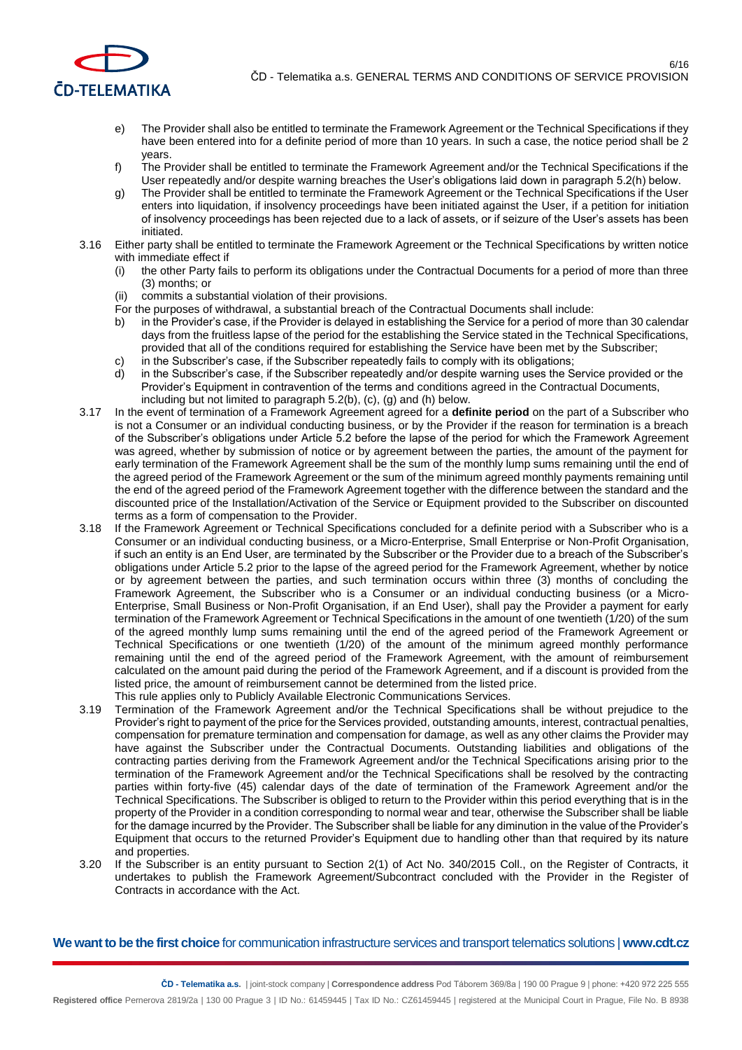e) The Provider shall also be entitled to terminate the Framework Agreement or the Technical Specifications if they have been entered into for a definite period of more than 10 years. In such a case, the notice period shall be 2 years.

f) The Provider shall be entitled to terminate the Framework Agreement and/or the Technical Specifications if the User repeatedly and/or despite warning breaches the User's obligations laid down in paragraph 5.2(h) below.

g) The Provider shall be entitled to terminate the Framework Agreement or the Technical Specifications if the User enters into liquidation, if insolvency proceedings have been initiated against the User, if a petition for initiation of insolvency proceedings has been rejected due to a lack of assets, or if seizure of the User's assets has been initiated.

3.16 Either party shall be entitled to terminate the Framework Agreement or the Technical Specifications by written notice with immediate effect if

(i) the other Party fails to perform its obligations under the Contractual Documents for a period of more than three (3) months; or

(ii) commits a substantial violation of their provisions.

For the purposes of withdrawal, a substantial breach of the Contractual Documents shall include:

b) in the Provider's case, if the Provider is delayed in establishing the Service for a period of more than 30 calendar days from the fruitless lapse of the period for the establishing the Service stated in the Technical Specifications, provided that all of the conditions required for establishing the Service have been met by the Subscriber;

c) in the Subscriber's case, if the Subscriber repeatedly fails to comply with its obligations;

d) in the Subscriber's case, if the Subscriber repeatedly and/or despite warning uses the Service provided or the Provider's Equipment in contravention of the terms and conditions agreed in the Contractual Documents, including but not limited to paragraph 5.2(b), (c), (g) and (h) below.

3.17 In the event of termination of a Framework Agreement agreed for a **definite period** on the part of a Subscriber who is not a Consumer or an individual conducting business, or by the Provider if the reason for termination is a breach of the Subscriber's obligations under Article 5.2 before the lapse of the period for which the Framework Agreement was agreed, whether by submission of notice or by agreement between the parties, the amount of the payment for early termination of the Framework Agreement shall be the sum of the monthly lump sums remaining until the end of the agreed period of the Framework Agreement or the sum of the minimum agreed monthly payments remaining until the end of the agreed period of the Framework Agreement together with the difference between the standard and the discounted price of the Installation/Activation of the Service or Equipment provided to the Subscriber on discounted terms as a form of compensation to the Provider.

3.18 If the Framework Agreement or Technical Specifications concluded for a definite period with a Subscriber who is a Consumer or an individual conducting business, or a Micro-Enterprise, Small Enterprise or Non-Profit Organisation, if such an entity is an End User, are terminated by the Subscriber or the Provider due to a breach of the Subscriber's obligations under Article 5.2 prior to the lapse of the agreed period for the Framework Agreement, whether by notice or by agreement between the parties, and such termination occurs within three (3) months of concluding the Framework Agreement, the Subscriber who is a Consumer or an individual conducting business (or a Micro-Enterprise, Small Business or Non-Profit Organisation, if an End User), shall pay the Provider a payment for early termination of the Framework Agreement or Technical Specifications in the amount of one twentieth (1/20) of the sum of the agreed monthly lump sums remaining until the end of the agreed period of the Framework Agreement or Technical Specifications or one twentieth (1/20) of the amount of the minimum agreed monthly performance remaining until the end of the agreed period of the Framework Agreement, with the amount of reimbursement calculated on the amount paid during the period of the Framework Agreement, and if a discount is provided from the listed price, the amount of reimbursement cannot be determined from the listed price.

This rule applies only to Publicly Available Electronic Communications Services.

3.19 Termination of the Framework Agreement and/or the Technical Specifications shall be without prejudice to the Provider's right to payment of the price for the Services provided, outstanding amounts, interest, contractual penalties, compensation for premature termination and compensation for damage, as well as any other claims the Provider may have against the Subscriber under the Contractual Documents. Outstanding liabilities and obligations of the contracting parties deriving from the Framework Agreement and/or the Technical Specifications arising prior to the termination of the Framework Agreement and/or the Technical Specifications shall be resolved by the contracting parties within forty-five (45) calendar days of the date of termination of the Framework Agreement and/or the Technical Specifications. The Subscriber is obliged to return to the Provider within this period everything that is in the property of the Provider in a condition corresponding to normal wear and tear, otherwise the Subscriber shall be liable for the damage incurred by the Provider. The Subscriber shall be liable for any diminution in the value of the Provider's Equipment that occurs to the returned Provider's Equipment due to handling other than that required by its nature and properties.

3.20 If the Subscriber is an entity pursuant to Section 2(1) of Act No. 340/2015 Coll., on the Register of Contracts, it undertakes to publish the Framework Agreement/Subcontract concluded with the Provider in the Register of Contracts in accordance with the Act.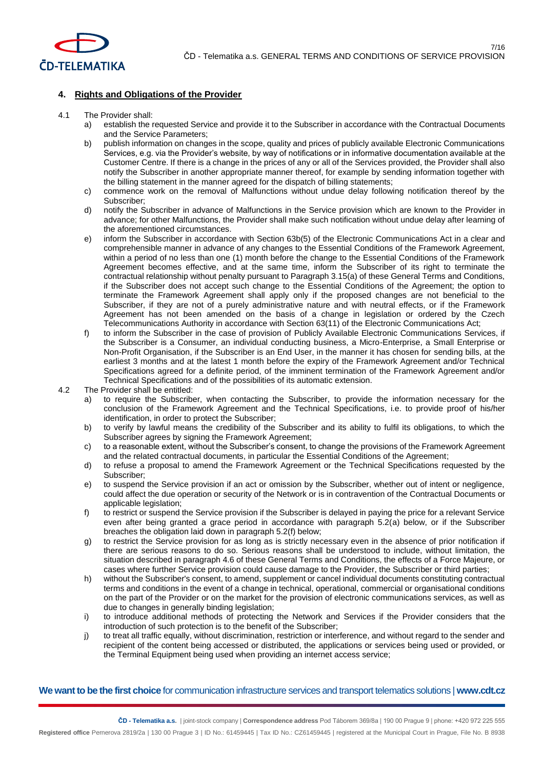## 4. Rights and Obligations of the Provider

4.1 The Provider shall:

a) establish the requested Service and provide it to the Subscriber in accordance with the Contractual Documents and the Service Parameters;

b) publish information on changes in the scope, quality and prices of publicly available Electronic Communications Services, e.g. via the Provider's website, by way of notifications or in informative documentation available at the Customer Centre. If there is a change in the prices of any or all of the Services provided, the Provider shall also notify the Subscriber in another appropriate manner thereof, for example by sending information together with the billing statement in the manner agreed for the dispatch of billing statements;

c) commence work on the removal of Malfunctions without undue delay following notification thereof by the Subscriber;

d) notify the Subscriber in advance of Malfunctions in the Service provision which are known to the Provider in advance; for other Malfunctions, the Provider shall make such notification without undue delay after learning of the aforementioned circumstances.

e) inform the Subscriber in accordance with Section 63b(5) of the Electronic Communications Act in a clear and comprehensible manner in advance of any changes to the Essential Conditions of the Framework Agreement, within a period of no less than one (1) month before the change to the Essential Conditions of the Framework Agreement becomes effective, and at the same time, inform the Subscriber of its right to terminate the contractual relationship without penalty pursuant to Paragraph 3.15(a) of these General Terms and Conditions, if the Subscriber does not accept such change to the Essential Conditions of the Agreement; the option to terminate the Framework Agreement shall apply only if the proposed changes are not beneficial to the Subscriber, if they are not of a purely administrative nature and with neutral effects, or if the Framework Agreement has not been amended on the basis of a change in legislation or ordered by the Czech Telecommunications Authority in accordance with Section 63(11) of the Electronic Communications Act;

f) to inform the Subscriber in the case of provision of Publicly Available Electronic Communications Services, if the Subscriber is a Consumer, an individual conducting business, a Micro-Enterprise, a Small Enterprise or Non-Profit Organisation, if the Subscriber is an End User, in the manner it has chosen for sending bills, at the earliest 3 months and at the latest 1 month before the expiry of the Framework Agreement and/or Technical Specifications agreed for a definite period, of the imminent termination of the Framework Agreement and/or Technical Specifications and of the possibilities of its automatic extension.

4.2 The Provider shall be entitled:

a) to require the Subscriber, when contacting the Subscriber, to provide the information necessary for the conclusion of the Framework Agreement and the Technical Specifications, i.e. to provide proof of his/her identification, in order to protect the Subscriber;

b) to verify by lawful means the credibility of the Subscriber and its ability to fulfil its obligations, to which the Subscriber agrees by signing the Framework Agreement;

c) to a reasonable extent, without the Subscriber's consent, to change the provisions of the Framework Agreement and the related contractual documents, in particular the Essential Conditions of the Agreement;

d) to refuse a proposal to amend the Framework Agreement or the Technical Specifications requested by the Subscriber;

e) to suspend the Service provision if an act or omission by the Subscriber, whether out of intent or negligence, could affect the due operation or security of the Network or is in contravention of the Contractual Documents or applicable legislation;

f) to restrict or suspend the Service provision if the Subscriber is delayed in paying the price for a relevant Service even after being granted a grace period in accordance with paragraph 5.2(a) below, or if the Subscriber breaches the obligation laid down in paragraph 5.2(f) below;

g) to restrict the Service provision for as long as is strictly necessary even in the absence of prior notification if there are serious reasons to do so. Serious reasons shall be understood to include, without limitation, the situation described in paragraph 4.6 of these General Terms and Conditions, the effects of a Force Majeure, or cases where further Service provision could cause damage to the Provider, the Subscriber or third parties;

h) without the Subscriber's consent, to amend, supplement or cancel individual documents constituting contractual terms and conditions in the event of a change in technical, operational, commercial or organisational conditions on the part of the Provider or on the market for the provision of electronic communications services, as well as due to changes in generally binding legislation;

i) to introduce additional methods of protecting the Network and Services if the Provider considers that the introduction of such protection is to the benefit of the Subscriber;

j) to treat all traffic equally, without discrimination, restriction or interference, and without regard to the sender and recipient of the content being accessed or distributed, the applications or services being used or provided, or the Terminal Equipment being used when providing an internet access service;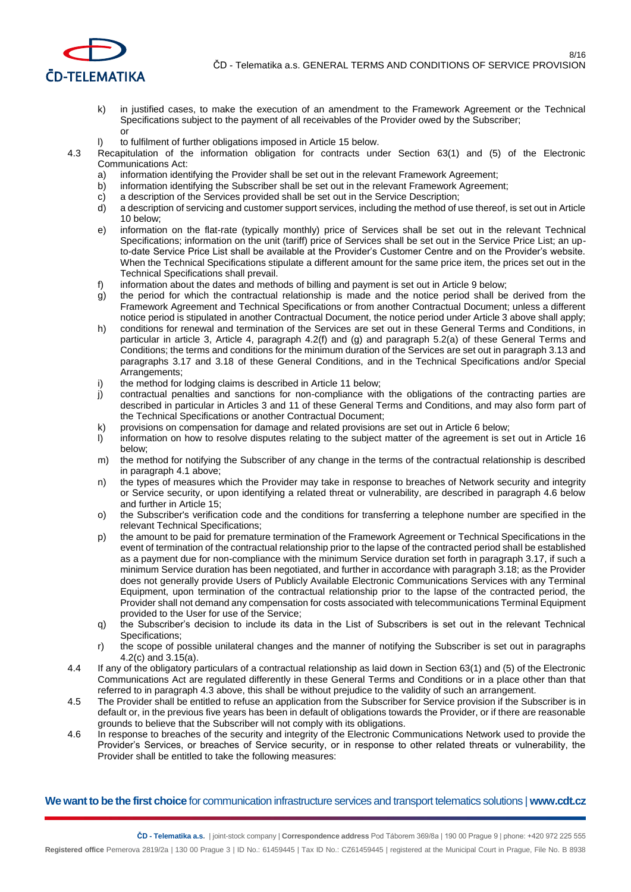k) in justified cases, to make the execution of an amendment to the Framework Agreement or the Technical Specifications subject to the payment of all receivables of the Provider owed by the Subscriber; or

l) to fulfilment of further obligations imposed in Article 15 below.

4.3 Recapitulation of the information obligation for contracts under Section 63(1) and (5) of the Electronic Communications Act:

a) information identifying the Provider shall be set out in the relevant Framework Agreement;

b) information identifying the Subscriber shall be set out in the relevant Framework Agreement;

c) a description of the Services provided shall be set out in the Service Description;

d) a description of servicing and customer support services, including the method of use thereof, is set out in Article 10 below;

e) information on the flat-rate (typically monthly) price of Services shall be set out in the relevant Technical Specifications; information on the unit (tariff) price of Services shall be set out in the Service Price List; an up-to-date Service Price List shall be available at the Provider's Customer Centre and on the Provider's website. When the Technical Specifications stipulate a different amount for the same price item, the prices set out in the Technical Specifications shall prevail.

f) information about the dates and methods of billing and payment is set out in Article 9 below;

g) the period for which the contractual relationship is made and the notice period shall be derived from the Framework Agreement and Technical Specifications or from another Contractual Document; unless a different notice period is stipulated in another Contractual Document, the notice period under Article 3 above shall apply;

h) conditions for renewal and termination of the Services are set out in these General Terms and Conditions, in particular in article 3, Article 4, paragraph 4.2(f) and (g) and paragraph 5.2(a) of these General Terms and Conditions; the terms and conditions for the minimum duration of the Services are set out in paragraph 3.13 and paragraphs 3.17 and 3.18 of these General Conditions, and in the Technical Specifications and/or Special Arrangements;

i) the method for lodging claims is described in Article 11 below;

j) contractual penalties and sanctions for non-compliance with the obligations of the contracting parties are described in particular in Articles 3 and 11 of these General Terms and Conditions, and may also form part of the Technical Specifications or another Contractual Document;

k) provisions on compensation for damage and related provisions are set out in Article 6 below;

l) information on how to resolve disputes relating to the subject matter of the agreement is set out in Article 16 below;

m) the method for notifying the Subscriber of any change in the terms of the contractual relationship is described in paragraph 4.1 above;

n) the types of measures which the Provider may take in response to breaches of Network security and integrity or Service security, or upon identifying a related threat or vulnerability, are described in paragraph 4.6 below and further in Article 15;

o) the Subscriber's verification code and the conditions for transferring a telephone number are specified in the relevant Technical Specifications;

p) the amount to be paid for premature termination of the Framework Agreement or Technical Specifications in the event of termination of the contractual relationship prior to the lapse of the contracted period shall be established as a payment due for non-compliance with the minimum Service duration set forth in paragraph 3.17, if such a minimum Service duration has been negotiated, and further in accordance with paragraph 3.18; as the Provider does not generally provide Users of Publicly Available Electronic Communications Services with any Terminal Equipment, upon termination of the contractual relationship prior to the lapse of the contracted period, the Provider shall not demand any compensation for costs associated with telecommunications Terminal Equipment provided to the User for use of the Service;

q) the Subscriber's decision to include its data in the List of Subscribers is set out in the relevant Technical Specifications;

r) the scope of possible unilateral changes and the manner of notifying the Subscriber is set out in paragraphs 4.2(c) and 3.15(a).

4.4 If any of the obligatory particulars of a contractual relationship as laid down in Section 63(1) and (5) of the Electronic Communications Act are regulated differently in these General Terms and Conditions or in a place other than that referred to in paragraph 4.3 above, this shall be without prejudice to the validity of such an arrangement.

4.5 The Provider shall be entitled to refuse an application from the Subscriber for Service provision if the Subscriber is in default or, in the previous five years has been in default of obligations towards the Provider, or if there are reasonable grounds to believe that the Subscriber will not comply with its obligations.

4.6 In response to breaches of the security and integrity of the Electronic Communications Network used to provide the Provider's Services, or breaches of Service security, or in response to other related threats or vulnerability, the Provider shall be entitled to take the following measures: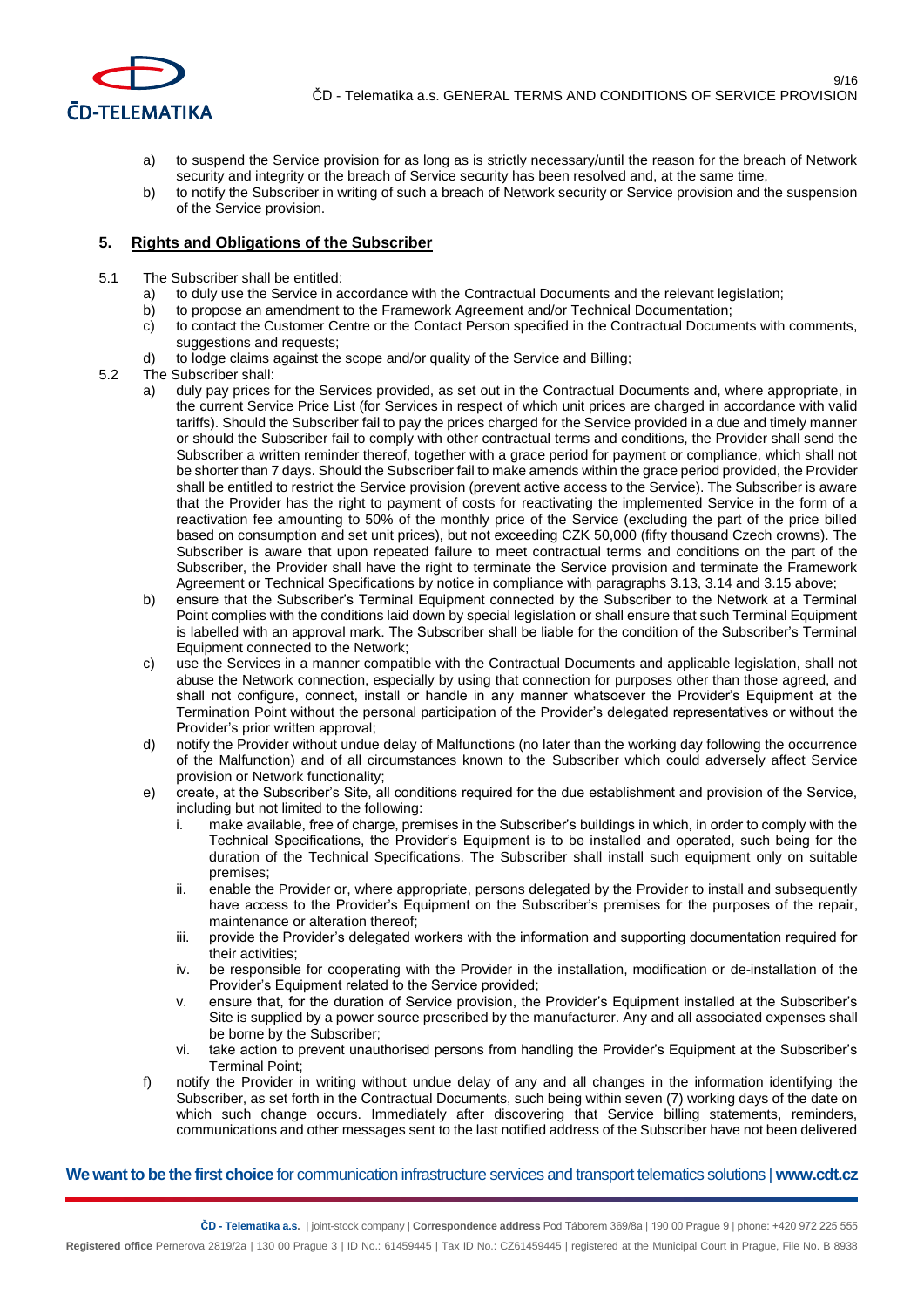a) to suspend the Service provision for as long as is strictly necessary/until the reason for the breach of Network security and integrity or the breach of Service security has been resolved and, at the same time,
b) to notify the Subscriber in writing of such a breach of Network security or Service provision and the suspension of the Service provision.

## 5. Rights and Obligations of the Subscriber

5.1 The Subscriber shall be entitled:
   a) to duly use the Service in accordance with the Contractual Documents and the relevant legislation;
   b) to propose an amendment to the Framework Agreement and/or Technical Documentation;
   c) to contact the Customer Centre or the Contact Person specified in the Contractual Documents with comments, suggestions and requests;
   d) to lodge claims against the scope and/or quality of the Service and Billing;

5.2 The Subscriber shall:
   a) duly pay prices for the Services provided, as set out in the Contractual Documents and, where appropriate, in the current Service Price List (for Services in respect of which unit prices are charged in accordance with valid tariffs). Should the Subscriber fail to pay the prices charged for the Service provided in a due and timely manner or should the Subscriber fail to comply with other contractual terms and conditions, the Provider shall send the Subscriber a written reminder thereof, together with a grace period for payment or compliance, which shall not be shorter than 7 days. Should the Subscriber fail to make amends within the grace period provided, the Provider shall be entitled to restrict the Service provision (prevent active access to the Service). The Subscriber is aware that the Provider has the right to payment of costs for reactivating the implemented Service in the form of a reactivation fee amounting to 50% of the monthly price of the Service (excluding the part of the price billed based on consumption and set unit prices), but not exceeding CZK 50,000 (fifty thousand Czech crowns). The Subscriber is aware that upon repeated failure to meet contractual terms and conditions on the part of the Subscriber, the Provider shall have the right to terminate the Service provision and terminate the Framework Agreement or Technical Specifications by notice in compliance with paragraphs 3.13, 3.14 and 3.15 above;
   b) ensure that the Subscriber's Terminal Equipment connected by the Subscriber to the Network at a Terminal Point complies with the conditions laid down by special legislation or shall ensure that such Terminal Equipment is labelled with an approval mark. The Subscriber shall be liable for the condition of the Subscriber's Terminal Equipment connected to the Network;
   c) use the Services in a manner compatible with the Contractual Documents and applicable legislation, shall not abuse the Network connection, especially by using that connection for purposes other than those agreed, and shall not configure, connect, install or handle in any manner whatsoever the Provider's Equipment at the Termination Point without the personal participation of the Provider's delegated representatives or without the Provider's prior written approval;
   d) notify the Provider without undue delay of Malfunctions (no later than the working day following the occurrence of the Malfunction) and of all circumstances known to the Subscriber which could adversely affect Service provision or Network functionality;
   e) create, at the Subscriber's Site, all conditions required for the due establishment and provision of the Service, including but not limited to the following:
      i. make available, free of charge, premises in the Subscriber's buildings in which, in order to comply with the Technical Specifications, the Provider's Equipment is to be installed and operated, such being for the duration of the Technical Specifications. The Subscriber shall install such equipment only on suitable premises;
      ii. enable the Provider or, where appropriate, persons delegated by the Provider to install and subsequently have access to the Provider's Equipment on the Subscriber's premises for the purposes of the repair, maintenance or alteration thereof;
      iii. provide the Provider's delegated workers with the information and supporting documentation required for their activities;
      iv. be responsible for cooperating with the Provider in the installation, modification or de-installation of the Provider's Equipment related to the Service provided;
      v. ensure that, for the duration of Service provision, the Provider's Equipment installed at the Subscriber's Site is supplied by a power source prescribed by the manufacturer. Any and all associated expenses shall be borne by the Subscriber;
      vi. take action to prevent unauthorised persons from handling the Provider's Equipment at the Subscriber's Terminal Point;
   f) notify the Provider in writing without undue delay of any and all changes in the information identifying the Subscriber, as set forth in the Contractual Documents, such being within seven (7) working days of the date on which such change occurs. Immediately after discovering that Service billing statements, reminders, communications and other messages sent to the last notified address of the Subscriber have not been delivered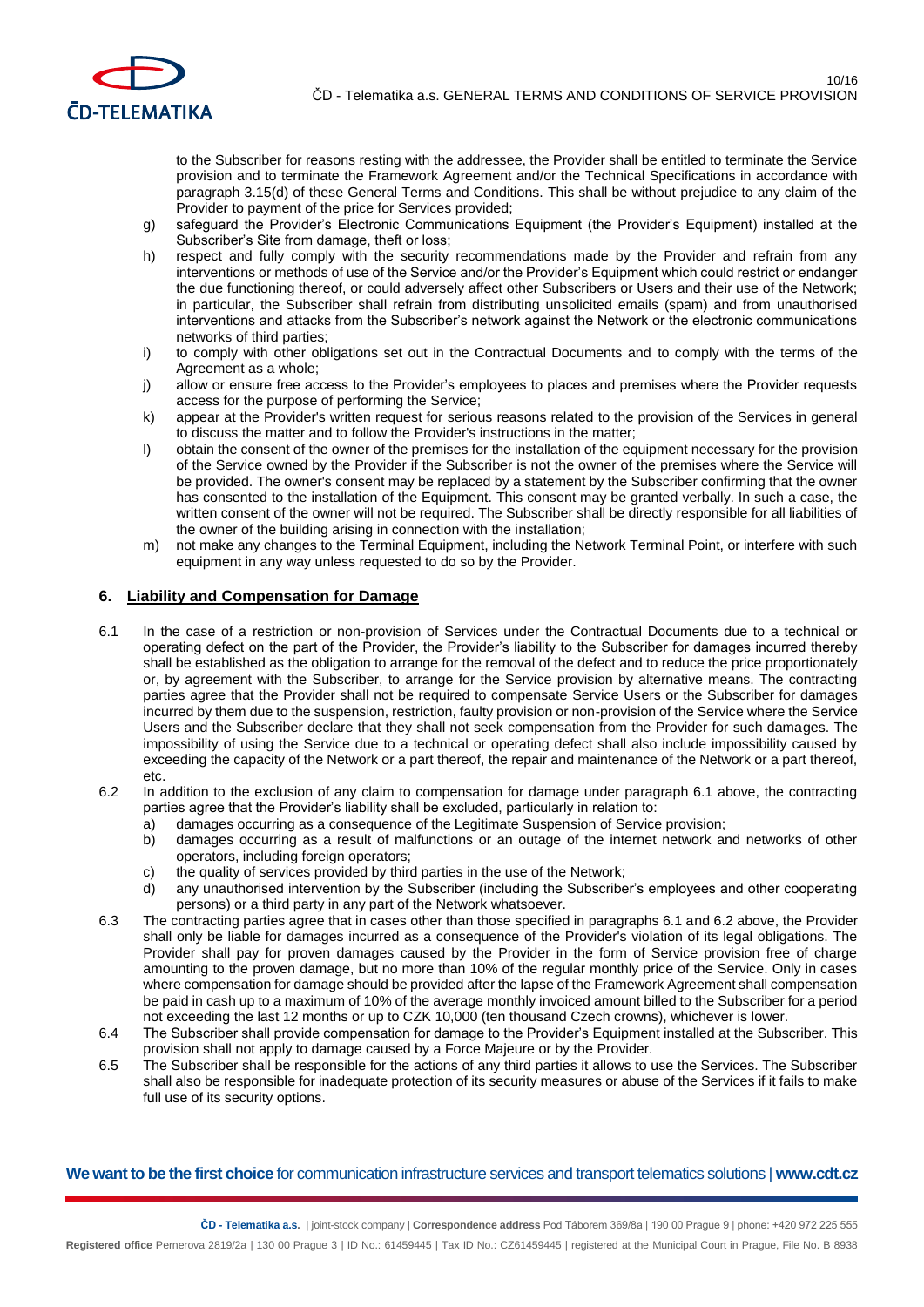to the Subscriber for reasons resting with the addressee, the Provider shall be entitled to terminate the Service provision and to terminate the Framework Agreement and/or the Technical Specifications in accordance with paragraph 3.15(d) of these General Terms and Conditions. This shall be without prejudice to any claim of the Provider to payment of the price for Services provided;

g) safeguard the Provider's Electronic Communications Equipment (the Provider's Equipment) installed at the Subscriber's Site from damage, theft or loss;

h) respect and fully comply with the security recommendations made by the Provider and refrain from any interventions or methods of use of the Service and/or the Provider's Equipment which could restrict or endanger the due functioning thereof, or could adversely affect other Subscribers or Users and their use of the Network; in particular, the Subscriber shall refrain from distributing unsolicited emails (spam) and from unauthorised interventions and attacks from the Subscriber's network against the Network or the electronic communications networks of third parties;

i) to comply with other obligations set out in the Contractual Documents and to comply with the terms of the Agreement as a whole;

j) allow or ensure free access to the Provider's employees to places and premises where the Provider requests access for the purpose of performing the Service;

k) appear at the Provider's written request for serious reasons related to the provision of the Services in general to discuss the matter and to follow the Provider's instructions in the matter;

l) obtain the consent of the owner of the premises for the installation of the equipment necessary for the provision of the Service owned by the Provider if the Subscriber is not the owner of the premises where the Service will be provided. The owner's consent may be replaced by a statement by the Subscriber confirming that the owner has consented to the installation of the Equipment. This consent may be granted verbally. In such a case, the written consent of the owner will not be required. The Subscriber shall be directly responsible for all liabilities of the owner of the building arising in connection with the installation;

m) not make any changes to the Terminal Equipment, including the Network Terminal Point, or interfere with such equipment in any way unless requested to do so by the Provider.

## 6. Liability and Compensation for Damage

6.1 In the case of a restriction or non-provision of Services under the Contractual Documents due to a technical or operating defect on the part of the Provider, the Provider's liability to the Subscriber for damages incurred thereby shall be established as the obligation to arrange for the removal of the defect and to reduce the price proportionately or, by agreement with the Subscriber, to arrange for the Service provision by alternative means. The contracting parties agree that the Provider shall not be required to compensate Service Users or the Subscriber for damages incurred by them due to the suspension, restriction, faulty provision or non-provision of the Service where the Service Users and the Subscriber declare that they shall not seek compensation from the Provider for such damages. The impossibility of using the Service due to a technical or operating defect shall also include impossibility caused by exceeding the capacity of the Network or a part thereof, the repair and maintenance of the Network or a part thereof, etc.

6.2 In addition to the exclusion of any claim to compensation for damage under paragraph 6.1 above, the contracting parties agree that the Provider's liability shall be excluded, particularly in relation to:

a) damages occurring as a consequence of the Legitimate Suspension of Service provision;
b) damages occurring as a result of malfunctions or an outage of the internet network and networks of other operators, including foreign operators;
c) the quality of services provided by third parties in the use of the Network;
d) any unauthorised intervention by the Subscriber (including the Subscriber's employees and other cooperating persons) or a third party in any part of the Network whatsoever.

6.3 The contracting parties agree that in cases other than those specified in paragraphs 6.1 and 6.2 above, the Provider shall only be liable for damages incurred as a consequence of the Provider's violation of its legal obligations. The Provider shall pay for proven damages caused by the Provider in the form of Service provision free of charge amounting to the proven damage, but no more than 10% of the regular monthly price of the Service. Only in cases where compensation for damage should be provided after the lapse of the Framework Agreement shall compensation be paid in cash up to a maximum of 10% of the average monthly invoiced amount billed to the Subscriber for a period not exceeding the last 12 months or up to CZK 10,000 (ten thousand Czech crowns), whichever is lower.

6.4 The Subscriber shall provide compensation for damage to the Provider's Equipment installed at the Subscriber. This provision shall not apply to damage caused by a Force Majeure or by the Provider.

6.5 The Subscriber shall be responsible for the actions of any third parties it allows to use the Services. The Subscriber shall also be responsible for inadequate protection of its security measures or abuse of the Services if it fails to make full use of its security options.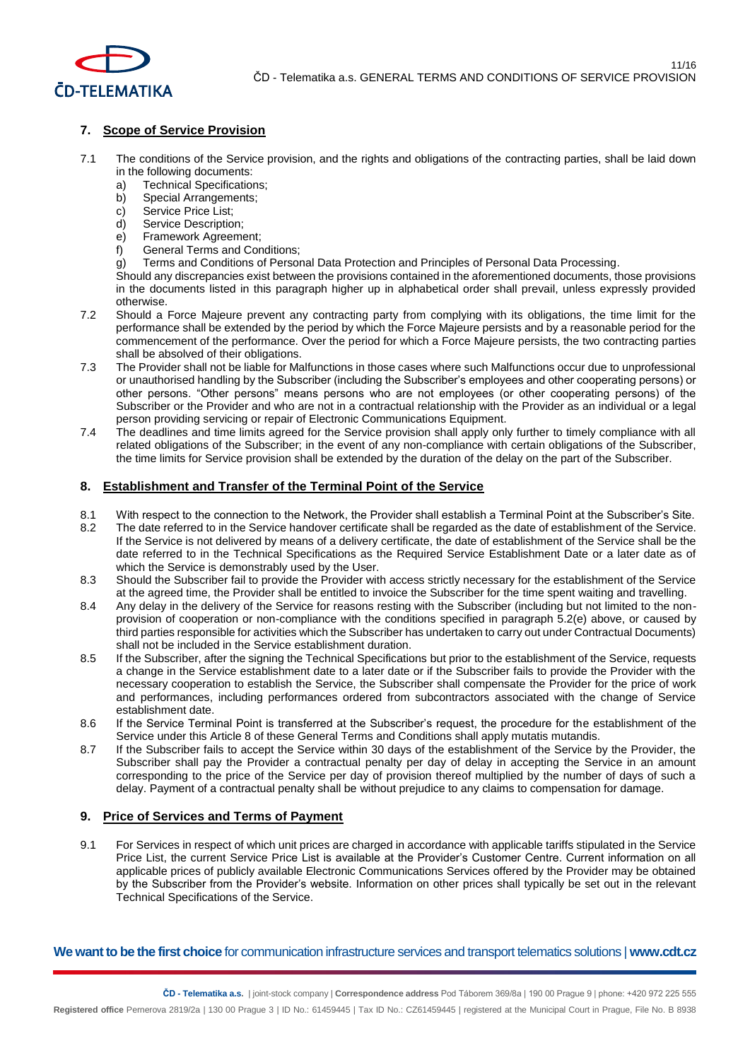## 7. Scope of Service Provision

7.1 The conditions of the Service provision, and the rights and obligations of the contracting parties, shall be laid down in the following documents:

a) Technical Specifications;
b) Special Arrangements;
c) Service Price List;
d) Service Description;
e) Framework Agreement;
f) General Terms and Conditions;
g) Terms and Conditions of Personal Data Protection and Principles of Personal Data Processing.

Should any discrepancies exist between the provisions contained in the aforementioned documents, those provisions in the documents listed in this paragraph higher up in alphabetical order shall prevail, unless expressly provided otherwise.

7.2 Should a Force Majeure prevent any contracting party from complying with its obligations, the time limit for the performance shall be extended by the period by which the Force Majeure persists and by a reasonable period for the commencement of the performance. Over the period for which a Force Majeure persists, the two contracting parties shall be absolved of their obligations.

7.3 The Provider shall not be liable for Malfunctions in those cases where such Malfunctions occur due to unprofessional or unauthorised handling by the Subscriber (including the Subscriber's employees and other cooperating persons) or other persons. "Other persons" means persons who are not employees (or other cooperating persons) of the Subscriber or the Provider and who are not in a contractual relationship with the Provider as an individual or a legal person providing servicing or repair of Electronic Communications Equipment.

7.4 The deadlines and time limits agreed for the Service provision shall apply only further to timely compliance with all related obligations of the Subscriber; in the event of any non-compliance with certain obligations of the Subscriber, the time limits for Service provision shall be extended by the duration of the delay on the part of the Subscriber.

## 8. Establishment and Transfer of the Terminal Point of the Service

8.1 With respect to the connection to the Network, the Provider shall establish a Terminal Point at the Subscriber's Site.

8.2 The date referred to in the Service handover certificate shall be regarded as the date of establishment of the Service. If the Service is not delivered by means of a delivery certificate, the date of establishment of the Service shall be the date referred to in the Technical Specifications as the Required Service Establishment Date or a later date as of which the Service is demonstrably used by the User.

8.3 Should the Subscriber fail to provide the Provider with access strictly necessary for the establishment of the Service at the agreed time, the Provider shall be entitled to invoice the Subscriber for the time spent waiting and travelling.

8.4 Any delay in the delivery of the Service for reasons resting with the Subscriber (including but not limited to the non-provision of cooperation or non-compliance with the conditions specified in paragraph 5.2(e) above, or caused by third parties responsible for activities which the Subscriber has undertaken to carry out under Contractual Documents) shall not be included in the Service establishment duration.

8.5 If the Subscriber, after the signing the Technical Specifications but prior to the establishment of the Service, requests a change in the Service establishment date to a later date or if the Subscriber fails to provide the Provider with the necessary cooperation to establish the Service, the Subscriber shall compensate the Provider for the price of work and performances, including performances ordered from subcontractors associated with the change of Service establishment date.

8.6 If the Service Terminal Point is transferred at the Subscriber's request, the procedure for the establishment of the Service under this Article 8 of these General Terms and Conditions shall apply mutatis mutandis.

8.7 If the Subscriber fails to accept the Service within 30 days of the establishment of the Service by the Provider, the Subscriber shall pay the Provider a contractual penalty per day of delay in accepting the Service in an amount corresponding to the price of the Service per day of provision thereof multiplied by the number of days of such a delay. Payment of a contractual penalty shall be without prejudice to any claims to compensation for damage.

## 9. Price of Services and Terms of Payment

9.1 For Services in respect of which unit prices are charged in accordance with applicable tariffs stipulated in the Service Price List, the current Service Price List is available at the Provider's Customer Centre. Current information on all applicable prices of publicly available Electronic Communications Services offered by the Provider may be obtained by the Subscriber from the Provider's website. Information on other prices shall typically be set out in the relevant Technical Specifications of the Service.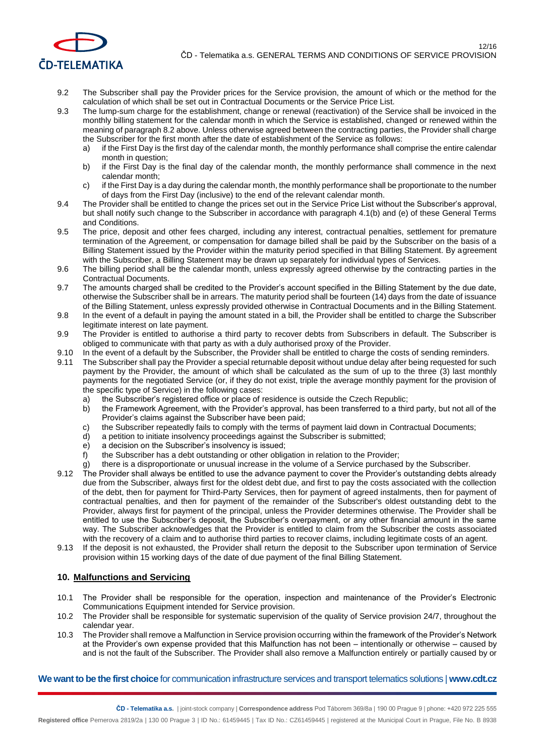9.2 The Subscriber shall pay the Provider prices for the Service provision, the amount of which or the method for the calculation of which shall be set out in Contractual Documents or the Service Price List.

9.3 The lump-sum charge for the establishment, change or renewal (reactivation) of the Service shall be invoiced in the monthly billing statement for the calendar month in which the Service is established, changed or renewed within the meaning of paragraph 8.2 above. Unless otherwise agreed between the contracting parties, the Provider shall charge the Subscriber for the first month after the date of establishment of the Service as follows:

a) if the First Day is the first day of the calendar month, the monthly performance shall comprise the entire calendar month in question;

b) if the First Day is the final day of the calendar month, the monthly performance shall commence in the next calendar month;

c) if the First Day is a day during the calendar month, the monthly performance shall be proportionate to the number of days from the First Day (inclusive) to the end of the relevant calendar month.

9.4 The Provider shall be entitled to change the prices set out in the Service Price List without the Subscriber's approval, but shall notify such change to the Subscriber in accordance with paragraph 4.1(b) and (e) of these General Terms and Conditions.

9.5 The price, deposit and other fees charged, including any interest, contractual penalties, settlement for premature termination of the Agreement, or compensation for damage billed shall be paid by the Subscriber on the basis of a Billing Statement issued by the Provider within the maturity period specified in that Billing Statement. By agreement with the Subscriber, a Billing Statement may be drawn up separately for individual types of Services.

9.6 The billing period shall be the calendar month, unless expressly agreed otherwise by the contracting parties in the Contractual Documents.

9.7 The amounts charged shall be credited to the Provider's account specified in the Billing Statement by the due date, otherwise the Subscriber shall be in arrears. The maturity period shall be fourteen (14) days from the date of issuance of the Billing Statement, unless expressly provided otherwise in Contractual Documents and in the Billing Statement.

9.8 In the event of a default in paying the amount stated in a bill, the Provider shall be entitled to charge the Subscriber legitimate interest on late payment.

9.9 The Provider is entitled to authorise a third party to recover debts from Subscribers in default. The Subscriber is obliged to communicate with that party as with a duly authorised proxy of the Provider.

9.10 In the event of a default by the Subscriber, the Provider shall be entitled to charge the costs of sending reminders.

9.11 The Subscriber shall pay the Provider a special returnable deposit without undue delay after being requested for such payment by the Provider, the amount of which shall be calculated as the sum of up to the three (3) last monthly payments for the negotiated Service (or, if they do not exist, triple the average monthly payment for the provision of the specific type of Service) in the following cases:

a) the Subscriber's registered office or place of residence is outside the Czech Republic;

b) the Framework Agreement, with the Provider's approval, has been transferred to a third party, but not all of the Provider's claims against the Subscriber have been paid;

c) the Subscriber repeatedly fails to comply with the terms of payment laid down in Contractual Documents;

d) a petition to initiate insolvency proceedings against the Subscriber is submitted;

e) a decision on the Subscriber's insolvency is issued;

f) the Subscriber has a debt outstanding or other obligation in relation to the Provider;

g) there is a disproportionate or unusual increase in the volume of a Service purchased by the Subscriber.

9.12 The Provider shall always be entitled to use the advance payment to cover the Provider's outstanding debts already due from the Subscriber, always first for the oldest debt due, and first to pay the costs associated with the collection of the debt, then for payment for Third-Party Services, then for payment of agreed instalments, then for payment of contractual penalties, and then for payment of the remainder of the Subscriber's oldest outstanding debt to the Provider, always first for payment of the principal, unless the Provider determines otherwise. The Provider shall be entitled to use the Subscriber's deposit, the Subscriber's overpayment, or any other financial amount in the same way. The Subscriber acknowledges that the Provider is entitled to claim from the Subscriber the costs associated with the recovery of a claim and to authorise third parties to recover claims, including legitimate costs of an agent.

9.13 If the deposit is not exhausted, the Provider shall return the deposit to the Subscriber upon termination of Service provision within 15 working days of the date of due payment of the final Billing Statement.

## 10. Malfunctions and Servicing

10.1 The Provider shall be responsible for the operation, inspection and maintenance of the Provider's Electronic Communications Equipment intended for Service provision.

10.2 The Provider shall be responsible for systematic supervision of the quality of Service provision 24/7, throughout the calendar year.

10.3 The Provider shall remove a Malfunction in Service provision occurring within the framework of the Provider's Network at the Provider's own expense provided that this Malfunction has not been – intentionally or otherwise – caused by and is not the fault of the Subscriber. The Provider shall also remove a Malfunction entirely or partially caused by or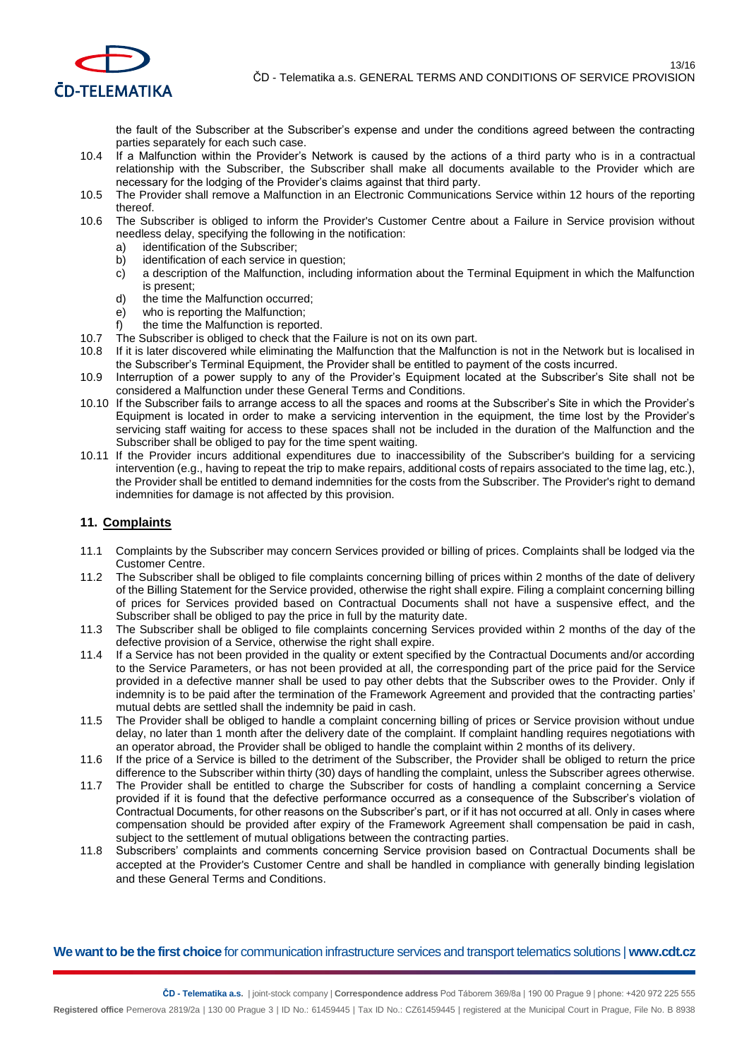the fault of the Subscriber at the Subscriber's expense and under the conditions agreed between the contracting parties separately for each such case.

10.4 If a Malfunction within the Provider's Network is caused by the actions of a third party who is in a contractual relationship with the Subscriber, the Subscriber shall make all documents available to the Provider which are necessary for the lodging of the Provider's claims against that third party.

10.5 The Provider shall remove a Malfunction in an Electronic Communications Service within 12 hours of the reporting thereof.

10.6 The Subscriber is obliged to inform the Provider's Customer Centre about a Failure in Service provision without needless delay, specifying the following in the notification:

- a) identification of the Subscriber;
- b) identification of each service in question;
- c) a description of the Malfunction, including information about the Terminal Equipment in which the Malfunction is present;
- d) the time the Malfunction occurred;
- e) who is reporting the Malfunction;
- f) the time the Malfunction is reported.

10.7 The Subscriber is obliged to check that the Failure is not on its own part.

10.8 If it is later discovered while eliminating the Malfunction that the Malfunction is not in the Network but is localised in the Subscriber's Terminal Equipment, the Provider shall be entitled to payment of the costs incurred.

10.9 Interruption of a power supply to any of the Provider's Equipment located at the Subscriber's Site shall not be considered a Malfunction under these General Terms and Conditions.

10.10 If the Subscriber fails to arrange access to all the spaces and rooms at the Subscriber's Site in which the Provider's Equipment is located in order to make a servicing intervention in the equipment, the time lost by the Provider's servicing staff waiting for access to these spaces shall not be included in the duration of the Malfunction and the Subscriber shall be obliged to pay for the time spent waiting.

10.11 If the Provider incurs additional expenditures due to inaccessibility of the Subscriber's building for a servicing intervention (e.g., having to repeat the trip to make repairs, additional costs of repairs associated to the time lag, etc.), the Provider shall be entitled to demand indemnities for the costs from the Subscriber. The Provider's right to demand indemnities for damage is not affected by this provision.

## 11. Complaints

11.1 Complaints by the Subscriber may concern Services provided or billing of prices. Complaints shall be lodged via the Customer Centre.

11.2 The Subscriber shall be obliged to file complaints concerning billing of prices within 2 months of the date of delivery of the Billing Statement for the Service provided, otherwise the right shall expire. Filing a complaint concerning billing of prices for Services provided based on Contractual Documents shall not have a suspensive effect, and the Subscriber shall be obliged to pay the price in full by the maturity date.

11.3 The Subscriber shall be obliged to file complaints concerning Services provided within 2 months of the day of the defective provision of a Service, otherwise the right shall expire.

11.4 If a Service has not been provided in the quality or extent specified by the Contractual Documents and/or according to the Service Parameters, or has not been provided at all, the corresponding part of the price paid for the Service provided in a defective manner shall be used to pay other debts that the Subscriber owes to the Provider. Only if indemnity is to be paid after the termination of the Framework Agreement and provided that the contracting parties' mutual debts are settled shall the indemnity be paid in cash.

11.5 The Provider shall be obliged to handle a complaint concerning billing of prices or Service provision without undue delay, no later than 1 month after the delivery date of the complaint. If complaint handling requires negotiations with an operator abroad, the Provider shall be obliged to handle the complaint within 2 months of its delivery.

11.6 If the price of a Service is billed to the detriment of the Subscriber, the Provider shall be obliged to return the price difference to the Subscriber within thirty (30) days of handling the complaint, unless the Subscriber agrees otherwise.

11.7 The Provider shall be entitled to charge the Subscriber for costs of handling a complaint concerning a Service provided if it is found that the defective performance occurred as a consequence of the Subscriber's violation of Contractual Documents, for other reasons on the Subscriber's part, or if it has not occurred at all. Only in cases where compensation should be provided after expiry of the Framework Agreement shall compensation be paid in cash, subject to the settlement of mutual obligations between the contracting parties.

11.8 Subscribers' complaints and comments concerning Service provision based on Contractual Documents shall be accepted at the Provider's Customer Centre and shall be handled in compliance with generally binding legislation and these General Terms and Conditions.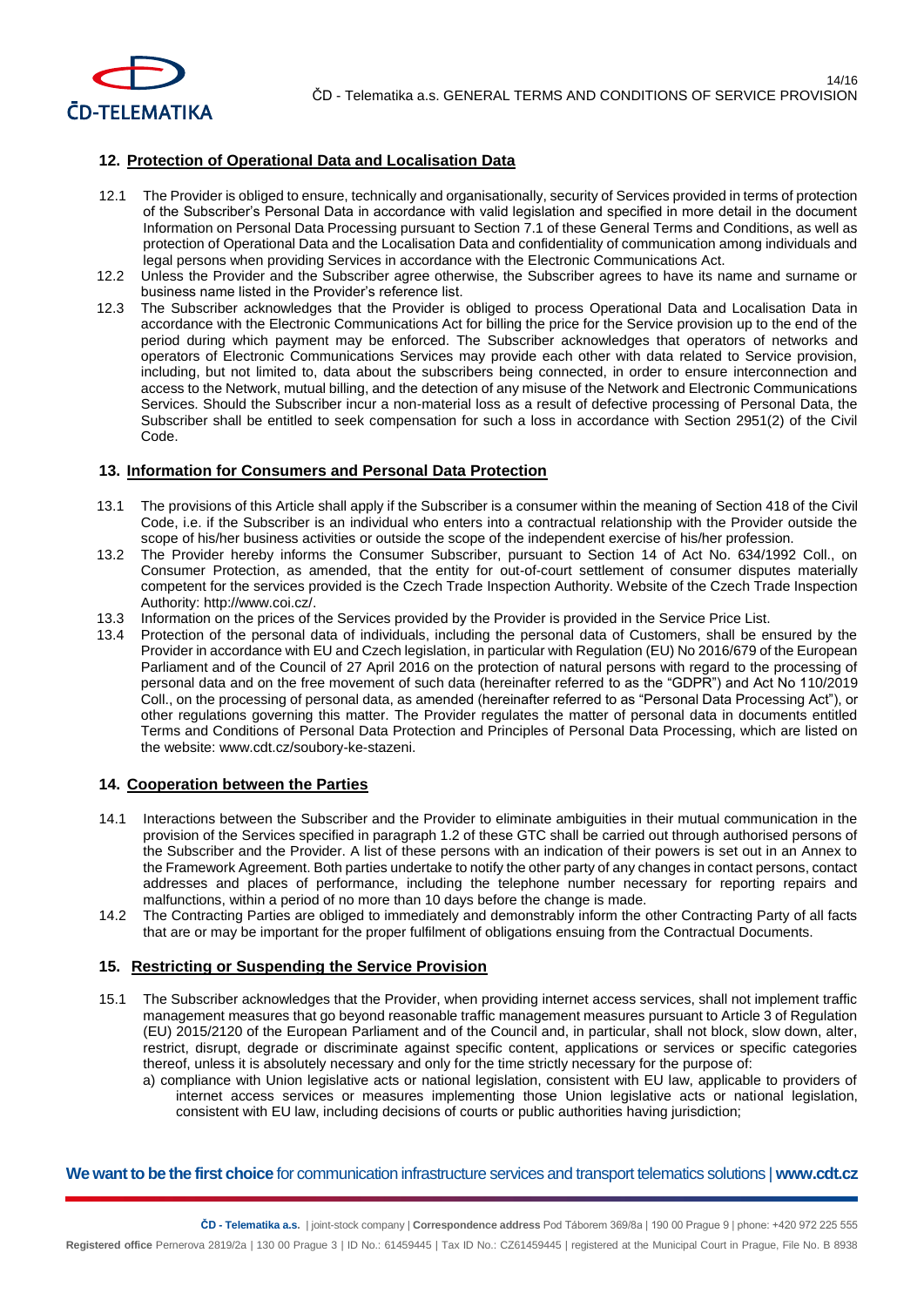## 12. Protection of Operational Data and Localisation Data

12.1 The Provider is obliged to ensure, technically and organisationally, security of Services provided in terms of protection of the Subscriber's Personal Data in accordance with valid legislation and specified in more detail in the document Information on Personal Data Processing pursuant to Section 7.1 of these General Terms and Conditions, as well as protection of Operational Data and the Localisation Data and confidentiality of communication among individuals and legal persons when providing Services in accordance with the Electronic Communications Act.

12.2 Unless the Provider and the Subscriber agree otherwise, the Subscriber agrees to have its name and surname or business name listed in the Provider's reference list.

12.3 The Subscriber acknowledges that the Provider is obliged to process Operational Data and Localisation Data in accordance with the Electronic Communications Act for billing the price for the Service provision up to the end of the period during which payment may be enforced. The Subscriber acknowledges that operators of networks and operators of Electronic Communications Services may provide each other with data related to Service provision, including, but not limited to, data about the subscribers being connected, in order to ensure interconnection and access to the Network, mutual billing, and the detection of any misuse of the Network and Electronic Communications Services. Should the Subscriber incur a non-material loss as a result of defective processing of Personal Data, the Subscriber shall be entitled to seek compensation for such a loss in accordance with Section 2951(2) of the Civil Code.

## 13. Information for Consumers and Personal Data Protection

13.1 The provisions of this Article shall apply if the Subscriber is a consumer within the meaning of Section 418 of the Civil Code, i.e. if the Subscriber is an individual who enters into a contractual relationship with the Provider outside the scope of his/her business activities or outside the scope of the independent exercise of his/her profession.

13.2 The Provider hereby informs the Consumer Subscriber, pursuant to Section 14 of Act No. 634/1992 Coll., on Consumer Protection, as amended, that the entity for out-of-court settlement of consumer disputes materially competent for the services provided is the Czech Trade Inspection Authority. Website of the Czech Trade Inspection Authority: http://www.coi.cz/.

13.3 Information on the prices of the Services provided by the Provider is provided in the Service Price List.

13.4 Protection of the personal data of individuals, including the personal data of Customers, shall be ensured by the Provider in accordance with EU and Czech legislation, in particular with Regulation (EU) No 2016/679 of the European Parliament and of the Council of 27 April 2016 on the protection of natural persons with regard to the processing of personal data and on the free movement of such data (hereinafter referred to as the "GDPR") and Act No 110/2019 Coll., on the processing of personal data, as amended (hereinafter referred to as "Personal Data Processing Act"), or other regulations governing this matter. The Provider regulates the matter of personal data in documents entitled Terms and Conditions of Personal Data Protection and Principles of Personal Data Processing, which are listed on the website: www.cdt.cz/soubory-ke-stazeni.

## 14. Cooperation between the Parties

14.1 Interactions between the Subscriber and the Provider to eliminate ambiguities in their mutual communication in the provision of the Services specified in paragraph 1.2 of these GTC shall be carried out through authorised persons of the Subscriber and the Provider. A list of these persons with an indication of their powers is set out in an Annex to the Framework Agreement. Both parties undertake to notify the other party of any changes in contact persons, contact addresses and places of performance, including the telephone number necessary for reporting repairs and malfunctions, within a period of no more than 10 days before the change is made.

14.2 The Contracting Parties are obliged to immediately and demonstrably inform the other Contracting Party of all facts that are or may be important for the proper fulfilment of obligations ensuing from the Contractual Documents.

## 15. Restricting or Suspending the Service Provision

15.1 The Subscriber acknowledges that the Provider, when providing internet access services, shall not implement traffic management measures that go beyond reasonable traffic management measures pursuant to Article 3 of Regulation (EU) 2015/2120 of the European Parliament and of the Council and, in particular, shall not block, slow down, alter, restrict, disrupt, degrade or discriminate against specific content, applications or services or specific categories thereof, unless it is absolutely necessary and only for the time strictly necessary for the purpose of:

a) compliance with Union legislative acts or national legislation, consistent with EU law, applicable to providers of internet access services or measures implementing those Union legislative acts or national legislation, consistent with EU law, including decisions of courts or public authorities having jurisdiction;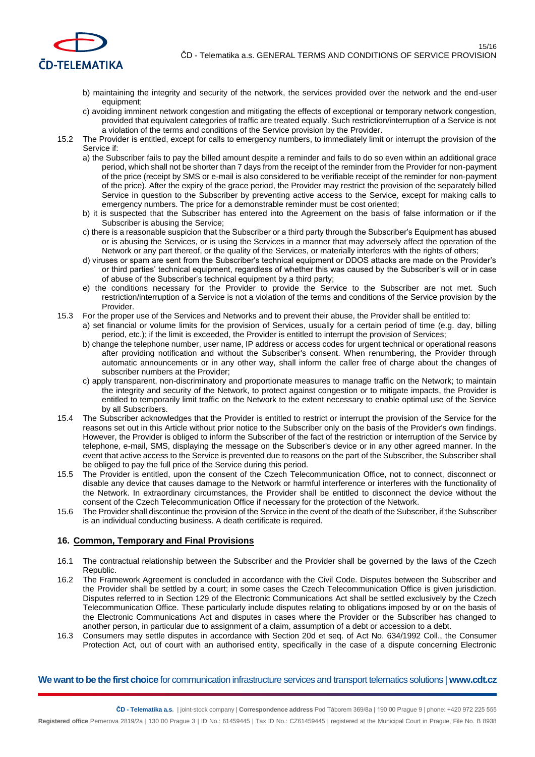b) maintaining the integrity and security of the network, the services provided over the network and the end-user equipment;

c) avoiding imminent network congestion and mitigating the effects of exceptional or temporary network congestion, provided that equivalent categories of traffic are treated equally. Such restriction/interruption of a Service is not a violation of the terms and conditions of the Service provision by the Provider.

15.2 The Provider is entitled, except for calls to emergency numbers, to immediately limit or interrupt the provision of the Service if:

a) the Subscriber fails to pay the billed amount despite a reminder and fails to do so even within an additional grace period, which shall not be shorter than 7 days from the receipt of the reminder from the Provider for non-payment of the price (receipt by SMS or e-mail is also considered to be verifiable receipt of the reminder for non-payment of the price). After the expiry of the grace period, the Provider may restrict the provision of the separately billed Service in question to the Subscriber by preventing active access to the Service, except for making calls to emergency numbers. The price for a demonstrable reminder must be cost oriented;

b) it is suspected that the Subscriber has entered into the Agreement on the basis of false information or if the Subscriber is abusing the Service;

c) there is a reasonable suspicion that the Subscriber or a third party through the Subscriber's Equipment has abused or is abusing the Services, or is using the Services in a manner that may adversely affect the operation of the Network or any part thereof, or the quality of the Services, or materially interferes with the rights of others;

d) viruses or spam are sent from the Subscriber's technical equipment or DDOS attacks are made on the Provider's or third parties' technical equipment, regardless of whether this was caused by the Subscriber's will or in case of abuse of the Subscriber's technical equipment by a third party;

e) the conditions necessary for the Provider to provide the Service to the Subscriber are not met. Such restriction/interruption of a Service is not a violation of the terms and conditions of the Service provision by the Provider.

15.3 For the proper use of the Services and Networks and to prevent their abuse, the Provider shall be entitled to:

a) set financial or volume limits for the provision of Services, usually for a certain period of time (e.g. day, billing period, etc.); if the limit is exceeded, the Provider is entitled to interrupt the provision of Services;

b) change the telephone number, user name, IP address or access codes for urgent technical or operational reasons after providing notification and without the Subscriber's consent. When renumbering, the Provider through automatic announcements or in any other way, shall inform the caller free of charge about the changes of subscriber numbers at the Provider;

c) apply transparent, non-discriminatory and proportionate measures to manage traffic on the Network; to maintain the integrity and security of the Network, to protect against congestion or to mitigate impacts, the Provider is entitled to temporarily limit traffic on the Network to the extent necessary to enable optimal use of the Service by all Subscribers.

15.4 The Subscriber acknowledges that the Provider is entitled to restrict or interrupt the provision of the Service for the reasons set out in this Article without prior notice to the Subscriber only on the basis of the Provider's own findings. However, the Provider is obliged to inform the Subscriber of the fact of the restriction or interruption of the Service by telephone, e-mail, SMS, displaying the message on the Subscriber's device or in any other agreed manner. In the event that active access to the Service is prevented due to reasons on the part of the Subscriber, the Subscriber shall be obliged to pay the full price of the Service during this period.

15.5 The Provider is entitled, upon the consent of the Czech Telecommunication Office, not to connect, disconnect or disable any device that causes damage to the Network or harmful interference or interferes with the functionality of the Network. In extraordinary circumstances, the Provider shall be entitled to disconnect the device without the consent of the Czech Telecommunication Office if necessary for the protection of the Network.

15.6 The Provider shall discontinue the provision of the Service in the event of the death of the Subscriber, if the Subscriber is an individual conducting business. A death certificate is required.

## 16. Common, Temporary and Final Provisions

16.1 The contractual relationship between the Subscriber and the Provider shall be governed by the laws of the Czech Republic.

16.2 The Framework Agreement is concluded in accordance with the Civil Code. Disputes between the Subscriber and the Provider shall be settled by a court; in some cases the Czech Telecommunication Office is given jurisdiction. Disputes referred to in Section 129 of the Electronic Communications Act shall be settled exclusively by the Czech Telecommunication Office. These particularly include disputes relating to obligations imposed by or on the basis of the Electronic Communications Act and disputes in cases where the Provider or the Subscriber has changed to another person, in particular due to assignment of a claim, assumption of a debt or accession to a debt.

16.3 Consumers may settle disputes in accordance with Section 20d et seq. of Act No. 634/1992 Coll., the Consumer Protection Act, out of court with an authorised entity, specifically in the case of a dispute concerning Electronic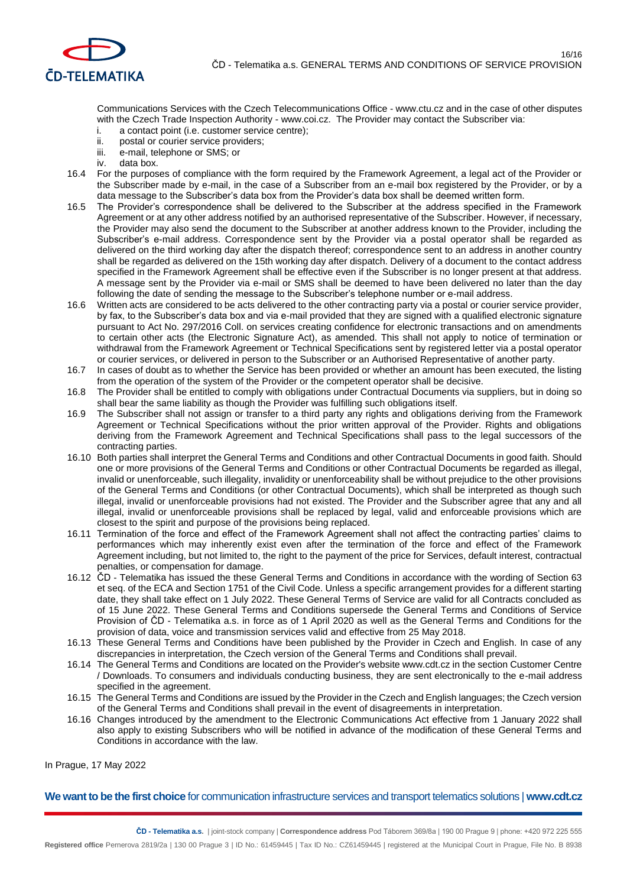Communications Services with the Czech Telecommunications Office - www.ctu.cz and in the case of other disputes with the Czech Trade Inspection Authority - www.coi.cz. The Provider may contact the Subscriber via:

i. a contact point (i.e. customer service centre);
ii. postal or courier service providers;
iii. e-mail, telephone or SMS; or
iv. data box.

16.4 For the purposes of compliance with the form required by the Framework Agreement, a legal act of the Provider or the Subscriber made by e-mail, in the case of a Subscriber from an e-mail box registered by the Provider, or by a data message to the Subscriber's data box from the Provider's data box shall be deemed written form.

16.5 The Provider's correspondence shall be delivered to the Subscriber at the address specified in the Framework Agreement or at any other address notified by an authorised representative of the Subscriber. However, if necessary, the Provider may also send the document to the Subscriber at another address known to the Provider, including the Subscriber's e-mail address. Correspondence sent by the Provider via a postal operator shall be regarded as delivered on the third working day after the dispatch thereof; correspondence sent to an address in another country shall be regarded as delivered on the 15th working day after dispatch. Delivery of a document to the contact address specified in the Framework Agreement shall be effective even if the Subscriber is no longer present at that address. A message sent by the Provider via e-mail or SMS shall be deemed to have been delivered no later than the day following the date of sending the message to the Subscriber's telephone number or e-mail address.

16.6 Written acts are considered to be acts delivered to the other contracting party via a postal or courier service provider, by fax, to the Subscriber's data box and via e-mail provided that they are signed with a qualified electronic signature pursuant to Act No. 297/2016 Coll. on services creating confidence for electronic transactions and on amendments to certain other acts (the Electronic Signature Act), as amended. This shall not apply to notice of termination or withdrawal from the Framework Agreement or Technical Specifications sent by registered letter via a postal operator or courier services, or delivered in person to the Subscriber or an Authorised Representative of another party.

16.7 In cases of doubt as to whether the Service has been provided or whether an amount has been executed, the listing from the operation of the system of the Provider or the competent operator shall be decisive.

16.8 The Provider shall be entitled to comply with obligations under Contractual Documents via suppliers, but in doing so shall bear the same liability as though the Provider was fulfilling such obligations itself.

16.9 The Subscriber shall not assign or transfer to a third party any rights and obligations deriving from the Framework Agreement or Technical Specifications without the prior written approval of the Provider. Rights and obligations deriving from the Framework Agreement and Technical Specifications shall pass to the legal successors of the contracting parties.

16.10 Both parties shall interpret the General Terms and Conditions and other Contractual Documents in good faith. Should one or more provisions of the General Terms and Conditions or other Contractual Documents be regarded as illegal, invalid or unenforceable, such illegality, invalidity or unenforceability shall be without prejudice to the other provisions of the General Terms and Conditions (or other Contractual Documents), which shall be interpreted as though such illegal, invalid or unenforceable provisions had not existed. The Provider and the Subscriber agree that any and all illegal, invalid or unenforceable provisions shall be replaced by legal, valid and enforceable provisions which are closest to the spirit and purpose of the provisions being replaced.

16.11 Termination of the force and effect of the Framework Agreement shall not affect the contracting parties' claims to performances which may inherently exist even after the termination of the force and effect of the Framework Agreement including, but not limited to, the right to the payment of the price for Services, default interest, contractual penalties, or compensation for damage.

16.12 ČD - Telematika has issued the these General Terms and Conditions in accordance with the wording of Section 63 et seq. of the ECA and Section 1751 of the Civil Code. Unless a specific arrangement provides for a different starting date, they shall take effect on 1 July 2022. These General Terms of Service are valid for all Contracts concluded as of 15 June 2022. These General Terms and Conditions supersede the General Terms and Conditions of Service Provision of ČD - Telematika a.s. in force as of 1 April 2020 as well as the General Terms and Conditions for the provision of data, voice and transmission services valid and effective from 25 May 2018.

16.13 These General Terms and Conditions have been published by the Provider in Czech and English. In case of any discrepancies in interpretation, the Czech version of the General Terms and Conditions shall prevail.

16.14 The General Terms and Conditions are located on the Provider's website www.cdt.cz in the section Customer Centre / Downloads. To consumers and individuals conducting business, they are sent electronically to the e-mail address specified in the agreement.

16.15 The General Terms and Conditions are issued by the Provider in the Czech and English languages; the Czech version of the General Terms and Conditions shall prevail in the event of disagreements in interpretation.

16.16 Changes introduced by the amendment to the Electronic Communications Act effective from 1 January 2022 shall also apply to existing Subscribers who will be notified in advance of the modification of these General Terms and Conditions in accordance with the law.

In Prague, 17 May 2022